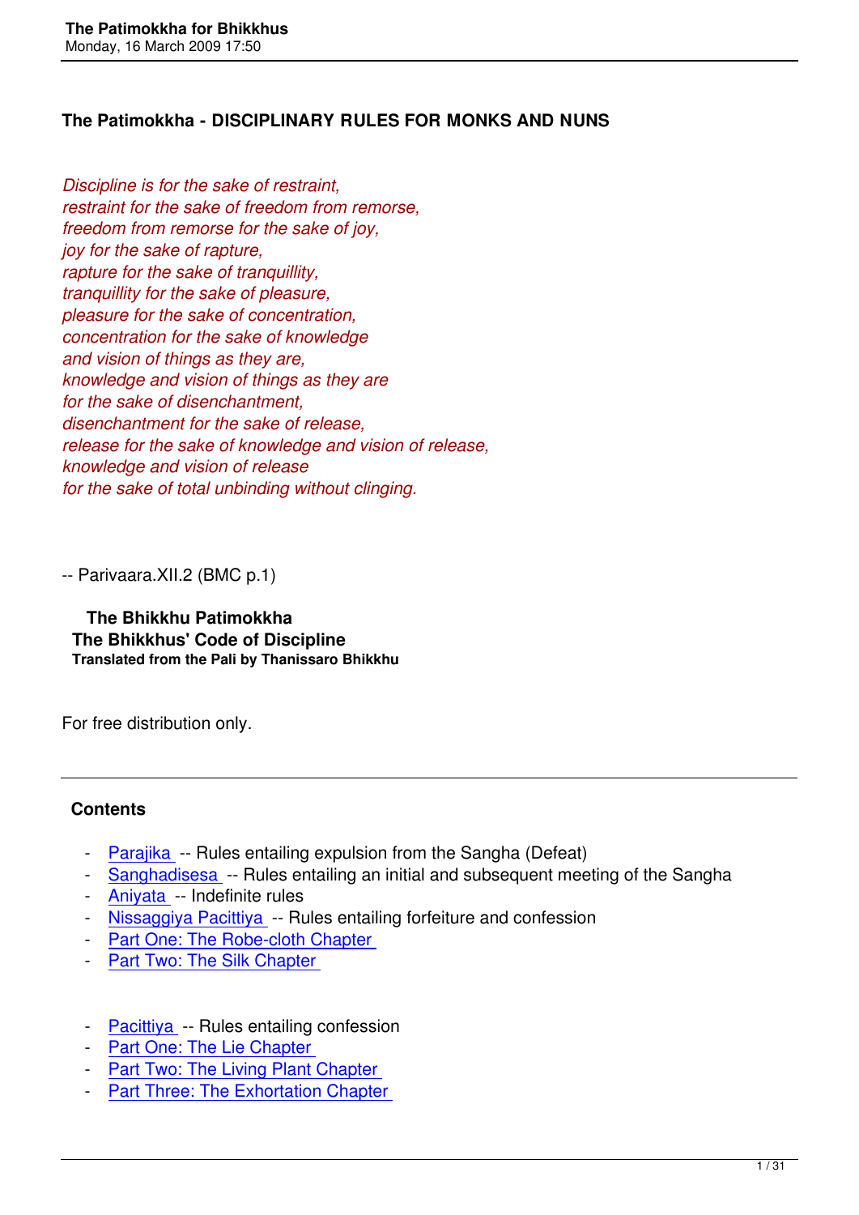## The Patimokkha - DISCIPLINARY RULES FOR MONKS AND NUNS

*Discipline is for the sake of restraint,*
*restraint for the sake of freedom from remorse,*
*freedom from remorse for the sake of joy,*
*joy for the sake of rapture,*
*rapture for the sake of tranquillity,*
*tranquillity for the sake of pleasure,*
*pleasure for the sake of concentration,*
*concentration for the sake of knowledge*
*and vision of things as they are,*
*knowledge and vision of things as they are*
*for the sake of disenchantment,*
*disenchantment for the sake of release,*
*release for the sake of knowledge and vision of release,*
*knowledge and vision of release*
*for the sake of total unbinding without clinging.*

-- Parivaara.XII.2 (BMC p.1)

**The Bhikkhu Patimokkha**
**The Bhikkhus' Code of Discipline**
**Translated from the Pali by Thanissaro Bhikkhu**

For free distribution only.

---

### Contents

- Parajika -- Rules entailing expulsion from the Sangha (Defeat)
- Sanghadisesa -- Rules entailing an initial and subsequent meeting of the Sangha
- Aniyata -- Indefinite rules
- Nissaggiya Pacittiya -- Rules entailing forfeiture and confession
- Part One: The Robe-cloth Chapter
- Part Two: The Silk Chapter

- Pacittiya -- Rules entailing confession
- Part One: The Lie Chapter
- Part Two: The Living Plant Chapter
- Part Three: The Exhortation Chapter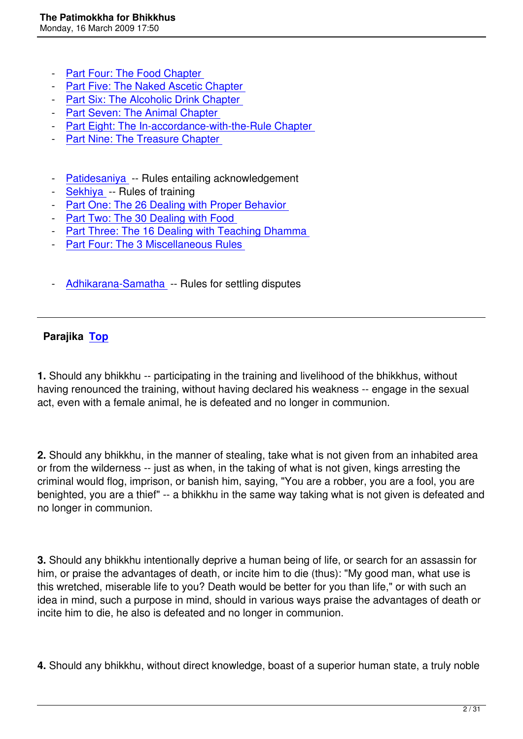- Part Four: The Food Chapter
- Part Five: The Naked Ascetic Chapter
- Part Six: The Alcoholic Drink Chapter
- Part Seven: The Animal Chapter
- Part Eight: The In-accordance-with-the-Rule Chapter
- Part Nine: The Treasure Chapter

- Patidesaniya -- Rules entailing acknowledgement
- Sekhiya -- Rules of training
- Part One: The 26 Dealing with Proper Behavior
- Part Two: The 30 Dealing with Food
- Part Three: The 16 Dealing with Teaching Dhamma
- Part Four: The 3 Miscellaneous Rules

- Adhikarana-Samatha -- Rules for settling disputes

---

## Parajika Top

**1.** Should any bhikkhu -- participating in the training and livelihood of the bhikkhus, without having renounced the training, without having declared his weakness -- engage in the sexual act, even with a female animal, he is defeated and no longer in communion.

**2.** Should any bhikkhu, in the manner of stealing, take what is not given from an inhabited area or from the wilderness -- just as when, in the taking of what is not given, kings arresting the criminal would flog, imprison, or banish him, saying, "You are a robber, you are a fool, you are benighted, you are a thief" -- a bhikkhu in the same way taking what is not given is defeated and no longer in communion.

**3.** Should any bhikkhu intentionally deprive a human being of life, or search for an assassin for him, or praise the advantages of death, or incite him to die (thus): "My good man, what use is this wretched, miserable life to you? Death would be better for you than life," or with such an idea in mind, such a purpose in mind, should in various ways praise the advantages of death or incite him to die, he also is defeated and no longer in communion.

**4.** Should any bhikkhu, without direct knowledge, boast of a superior human state, a truly noble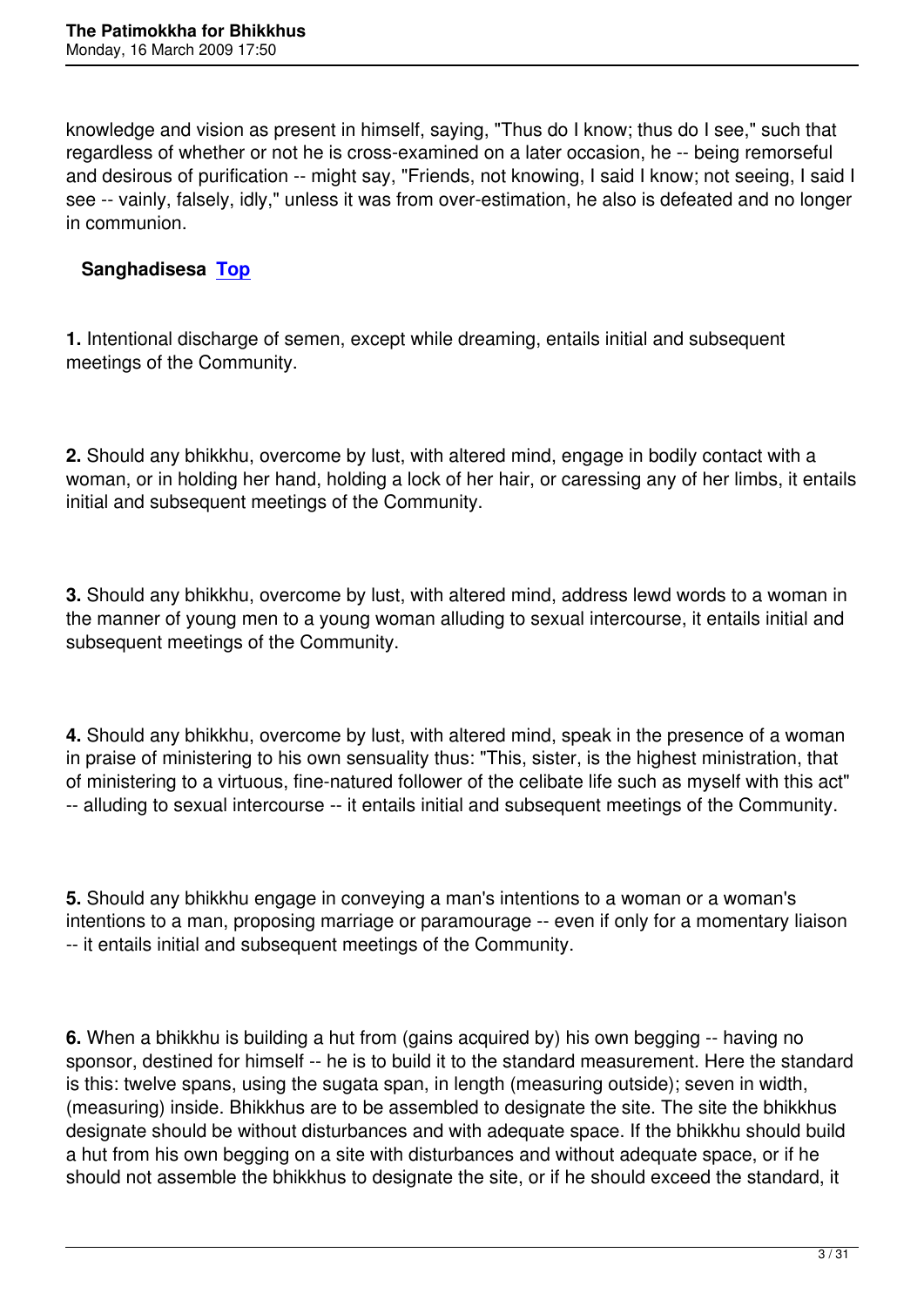knowledge and vision as present in himself, saying, "Thus do I know; thus do I see," such that regardless of whether or not he is cross-examined on a later occasion, he -- being remorseful and desirous of purification -- might say, "Friends, not knowing, I said I know; not seeing, I said I see -- vainly, falsely, idly," unless it was from over-estimation, he also is defeated and no longer in communion.

## Sanghadisesa Top

**1.** Intentional discharge of semen, except while dreaming, entails initial and subsequent meetings of the Community.

**2.** Should any bhikkhu, overcome by lust, with altered mind, engage in bodily contact with a woman, or in holding her hand, holding a lock of her hair, or caressing any of her limbs, it entails initial and subsequent meetings of the Community.

**3.** Should any bhikkhu, overcome by lust, with altered mind, address lewd words to a woman in the manner of young men to a young woman alluding to sexual intercourse, it entails initial and subsequent meetings of the Community.

**4.** Should any bhikkhu, overcome by lust, with altered mind, speak in the presence of a woman in praise of ministering to his own sensuality thus: "This, sister, is the highest ministration, that of ministering to a virtuous, fine-natured follower of the celibate life such as myself with this act" -- alluding to sexual intercourse -- it entails initial and subsequent meetings of the Community.

**5.** Should any bhikkhu engage in conveying a man's intentions to a woman or a woman's intentions to a man, proposing marriage or paramourage -- even if only for a momentary liaison -- it entails initial and subsequent meetings of the Community.

**6.** When a bhikkhu is building a hut from (gains acquired by) his own begging -- having no sponsor, destined for himself -- he is to build it to the standard measurement. Here the standard is this: twelve spans, using the sugata span, in length (measuring outside); seven in width, (measuring) inside. Bhikkhus are to be assembled to designate the site. The site the bhikkhus designate should be without disturbances and with adequate space. If the bhikkhu should build a hut from his own begging on a site with disturbances and without adequate space, or if he should not assemble the bhikkhus to designate the site, or if he should exceed the standard, it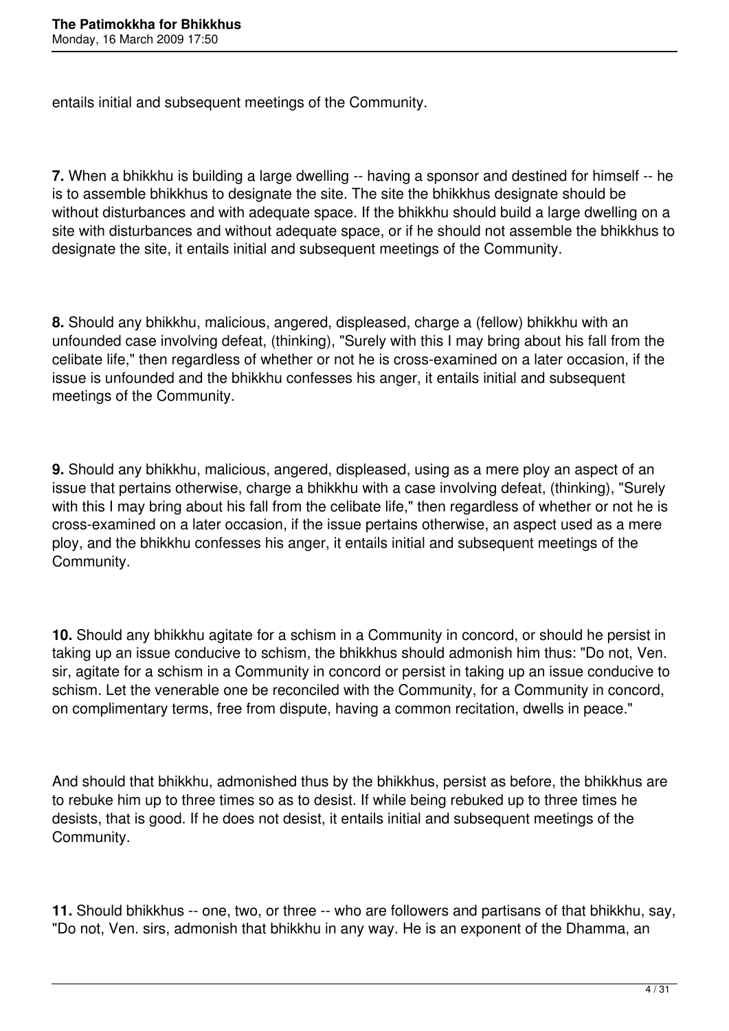entails initial and subsequent meetings of the Community.

**7.** When a bhikkhu is building a large dwelling -- having a sponsor and destined for himself -- he is to assemble bhikkhus to designate the site. The site the bhikkhus designate should be without disturbances and with adequate space. If the bhikkhu should build a large dwelling on a site with disturbances and without adequate space, or if he should not assemble the bhikkhus to designate the site, it entails initial and subsequent meetings of the Community.

**8.** Should any bhikkhu, malicious, angered, displeased, charge a (fellow) bhikkhu with an unfounded case involving defeat, (thinking), "Surely with this I may bring about his fall from the celibate life," then regardless of whether or not he is cross-examined on a later occasion, if the issue is unfounded and the bhikkhu confesses his anger, it entails initial and subsequent meetings of the Community.

**9.** Should any bhikkhu, malicious, angered, displeased, using as a mere ploy an aspect of an issue that pertains otherwise, charge a bhikkhu with a case involving defeat, (thinking), "Surely with this I may bring about his fall from the celibate life," then regardless of whether or not he is cross-examined on a later occasion, if the issue pertains otherwise, an aspect used as a mere ploy, and the bhikkhu confesses his anger, it entails initial and subsequent meetings of the Community.

**10.** Should any bhikkhu agitate for a schism in a Community in concord, or should he persist in taking up an issue conducive to schism, the bhikkhus should admonish him thus: "Do not, Ven. sir, agitate for a schism in a Community in concord or persist in taking up an issue conducive to schism. Let the venerable one be reconciled with the Community, for a Community in concord, on complimentary terms, free from dispute, having a common recitation, dwells in peace."

And should that bhikkhu, admonished thus by the bhikkhus, persist as before, the bhikkhus are to rebuke him up to three times so as to desist. If while being rebuked up to three times he desists, that is good. If he does not desist, it entails initial and subsequent meetings of the Community.

**11.** Should bhikkhus -- one, two, or three -- who are followers and partisans of that bhikkhu, say, "Do not, Ven. sirs, admonish that bhikkhu in any way. He is an exponent of the Dhamma, an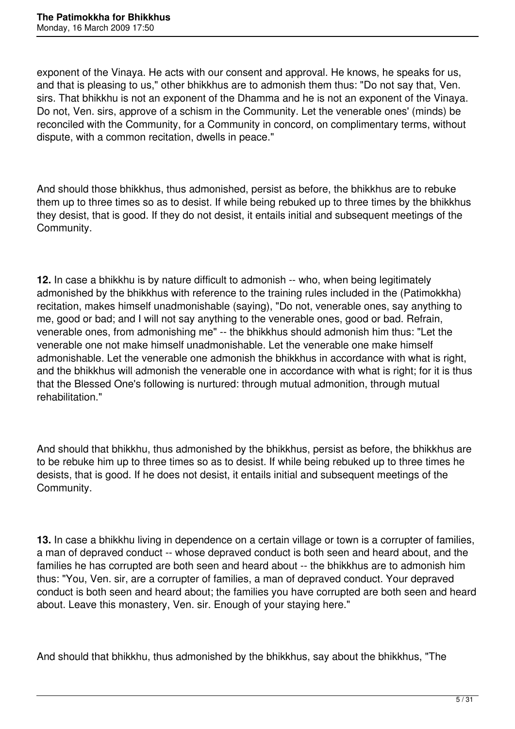exponent of the Vinaya. He acts with our consent and approval. He knows, he speaks for us, and that is pleasing to us," other bhikkhus are to admonish them thus: "Do not say that, Ven. sirs. That bhikkhu is not an exponent of the Dhamma and he is not an exponent of the Vinaya. Do not, Ven. sirs, approve of a schism in the Community. Let the venerable ones' (minds) be reconciled with the Community, for a Community in concord, on complimentary terms, without dispute, with a common recitation, dwells in peace."

And should those bhikkhus, thus admonished, persist as before, the bhikkhus are to rebuke them up to three times so as to desist. If while being rebuked up to three times by the bhikkhus they desist, that is good. If they do not desist, it entails initial and subsequent meetings of the Community.

**12.** In case a bhikkhu is by nature difficult to admonish -- who, when being legitimately admonished by the bhikkhus with reference to the training rules included in the (Patimokkha) recitation, makes himself unadmonishable (saying), "Do not, venerable ones, say anything to me, good or bad; and I will not say anything to the venerable ones, good or bad. Refrain, venerable ones, from admonishing me" -- the bhikkhus should admonish him thus: "Let the venerable one not make himself unadmonishable. Let the venerable one make himself admonishable. Let the venerable one admonish the bhikkhus in accordance with what is right, and the bhikkhus will admonish the venerable one in accordance with what is right; for it is thus that the Blessed One's following is nurtured: through mutual admonition, through mutual rehabilitation."

And should that bhikkhu, thus admonished by the bhikkhus, persist as before, the bhikkhus are to be rebuke him up to three times so as to desist. If while being rebuked up to three times he desists, that is good. If he does not desist, it entails initial and subsequent meetings of the Community.

**13.** In case a bhikkhu living in dependence on a certain village or town is a corrupter of families, a man of depraved conduct -- whose depraved conduct is both seen and heard about, and the families he has corrupted are both seen and heard about -- the bhikkhus are to admonish him thus: "You, Ven. sir, are a corrupter of families, a man of depraved conduct. Your depraved conduct is both seen and heard about; the families you have corrupted are both seen and heard about. Leave this monastery, Ven. sir. Enough of your staying here."

And should that bhikkhu, thus admonished by the bhikkhus, say about the bhikkhus, "The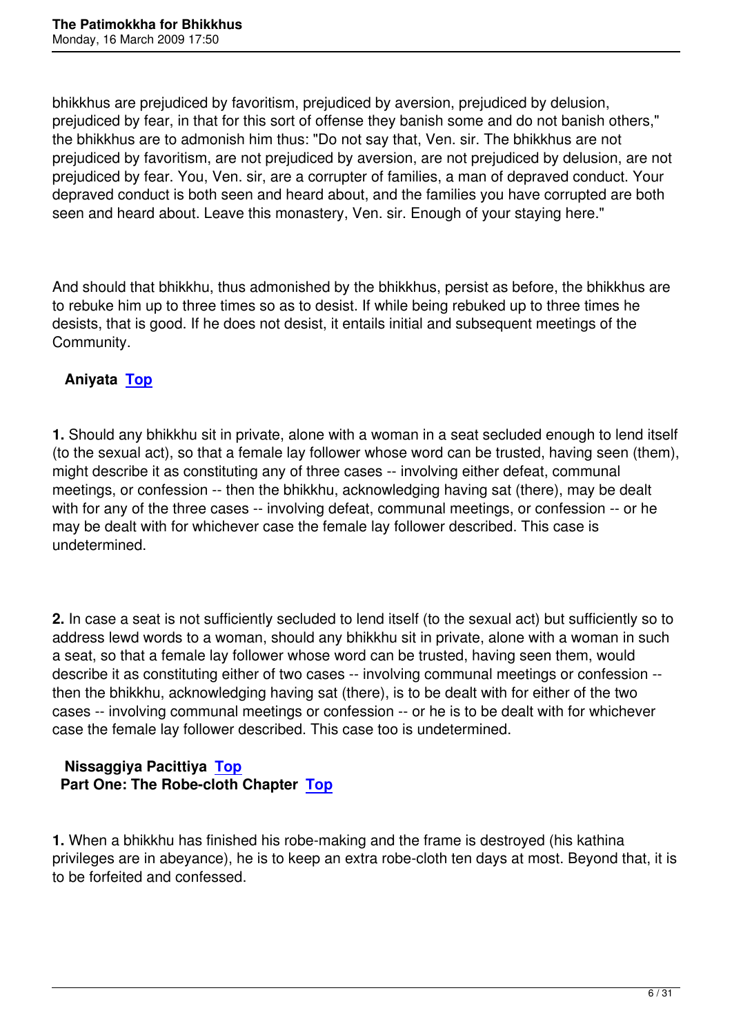bhikkhus are prejudiced by favoritism, prejudiced by aversion, prejudiced by delusion, prejudiced by fear, in that for this sort of offense they banish some and do not banish others," the bhikkhus are to admonish him thus: "Do not say that, Ven. sir. The bhikkhus are not prejudiced by favoritism, are not prejudiced by aversion, are not prejudiced by delusion, are not prejudiced by fear. You, Ven. sir, are a corrupter of families, a man of depraved conduct. Your depraved conduct is both seen and heard about, and the families you have corrupted are both seen and heard about. Leave this monastery, Ven. sir. Enough of your staying here."

And should that bhikkhu, thus admonished by the bhikkhus, persist as before, the bhikkhus are to rebuke him up to three times so as to desist. If while being rebuked up to three times he desists, that is good. If he does not desist, it entails initial and subsequent meetings of the Community.

## Aniyata Top

**1.** Should any bhikkhu sit in private, alone with a woman in a seat secluded enough to lend itself (to the sexual act), so that a female lay follower whose word can be trusted, having seen (them), might describe it as constituting any of three cases -- involving either defeat, communal meetings, or confession -- then the bhikkhu, acknowledging having sat (there), may be dealt with for any of the three cases -- involving defeat, communal meetings, or confession -- or he may be dealt with for whichever case the female lay follower described. This case is undetermined.

**2.** In case a seat is not sufficiently secluded to lend itself (to the sexual act) but sufficiently so to address lewd words to a woman, should any bhikkhu sit in private, alone with a woman in such a seat, so that a female lay follower whose word can be trusted, having seen them, would describe it as constituting either of two cases -- involving communal meetings or confession -- then the bhikkhu, acknowledging having sat (there), is to be dealt with for either of the two cases -- involving communal meetings or confession -- or he is to be dealt with for whichever case the female lay follower described. This case too is undetermined.

## Nissaggiya Pacittiya Top

### Part One: The Robe-cloth Chapter Top

**1.** When a bhikkhu has finished his robe-making and the frame is destroyed (his kathina privileges are in abeyance), he is to keep an extra robe-cloth ten days at most. Beyond that, it is to be forfeited and confessed.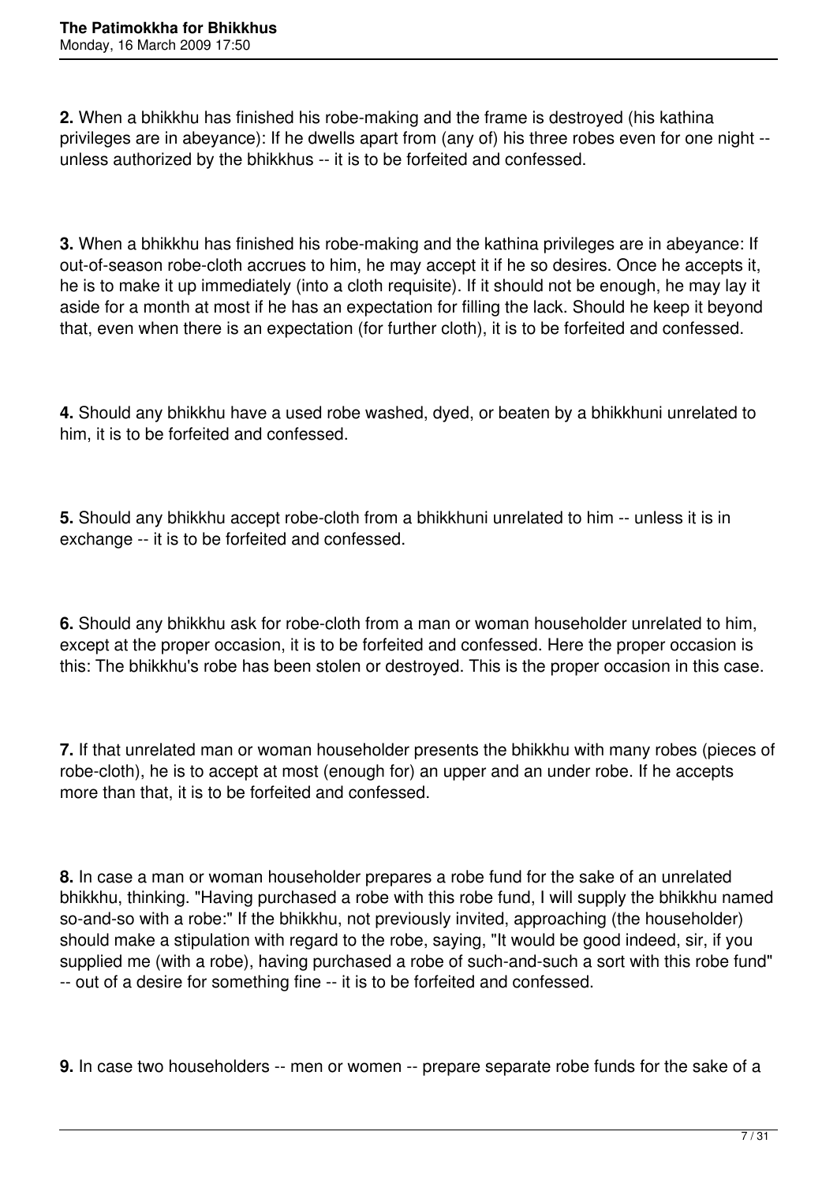**2.** When a bhikkhu has finished his robe-making and the frame is destroyed (his kathina privileges are in abeyance): If he dwells apart from (any of) his three robes even for one night -- unless authorized by the bhikkhus -- it is to be forfeited and confessed.

**3.** When a bhikkhu has finished his robe-making and the kathina privileges are in abeyance: If out-of-season robe-cloth accrues to him, he may accept it if he so desires. Once he accepts it, he is to make it up immediately (into a cloth requisite). If it should not be enough, he may lay it aside for a month at most if he has an expectation for filling the lack. Should he keep it beyond that, even when there is an expectation (for further cloth), it is to be forfeited and confessed.

**4.** Should any bhikkhu have a used robe washed, dyed, or beaten by a bhikkhuni unrelated to him, it is to be forfeited and confessed.

**5.** Should any bhikkhu accept robe-cloth from a bhikkhuni unrelated to him -- unless it is in exchange -- it is to be forfeited and confessed.

**6.** Should any bhikkhu ask for robe-cloth from a man or woman householder unrelated to him, except at the proper occasion, it is to be forfeited and confessed. Here the proper occasion is this: The bhikkhu's robe has been stolen or destroyed. This is the proper occasion in this case.

**7.** If that unrelated man or woman householder presents the bhikkhu with many robes (pieces of robe-cloth), he is to accept at most (enough for) an upper and an under robe. If he accepts more than that, it is to be forfeited and confessed.

**8.** In case a man or woman householder prepares a robe fund for the sake of an unrelated bhikkhu, thinking. "Having purchased a robe with this robe fund, I will supply the bhikkhu named so-and-so with a robe:" If the bhikkhu, not previously invited, approaching (the householder) should make a stipulation with regard to the robe, saying, "It would be good indeed, sir, if you supplied me (with a robe), having purchased a robe of such-and-such a sort with this robe fund" -- out of a desire for something fine -- it is to be forfeited and confessed.

**9.** In case two householders -- men or women -- prepare separate robe funds for the sake of a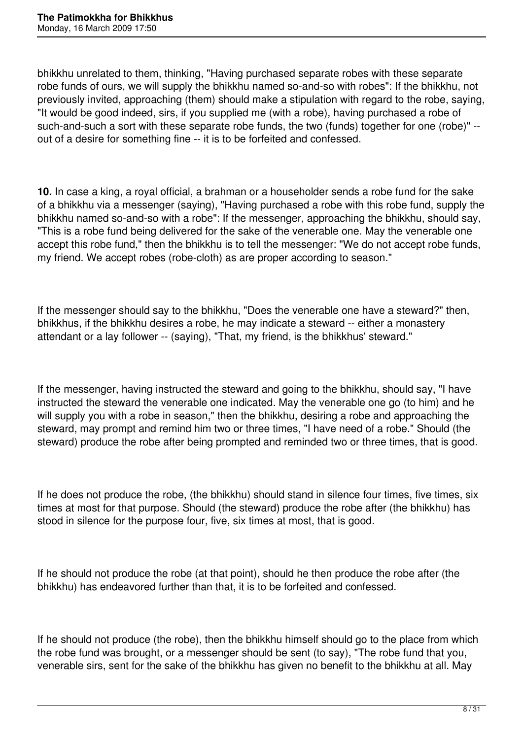bhikkhu unrelated to them, thinking, "Having purchased separate robes with these separate robe funds of ours, we will supply the bhikkhu named so-and-so with robes": If the bhikkhu, not previously invited, approaching (them) should make a stipulation with regard to the robe, saying, "It would be good indeed, sirs, if you supplied me (with a robe), having purchased a robe of such-and-such a sort with these separate robe funds, the two (funds) together for one (robe)" -- out of a desire for something fine -- it is to be forfeited and confessed.

**10.** In case a king, a royal official, a brahman or a householder sends a robe fund for the sake of a bhikkhu via a messenger (saying), "Having purchased a robe with this robe fund, supply the bhikkhu named so-and-so with a robe": If the messenger, approaching the bhikkhu, should say, "This is a robe fund being delivered for the sake of the venerable one. May the venerable one accept this robe fund," then the bhikkhu is to tell the messenger: "We do not accept robe funds, my friend. We accept robes (robe-cloth) as are proper according to season."

If the messenger should say to the bhikkhu, "Does the venerable one have a steward?" then, bhikkhus, if the bhikkhu desires a robe, he may indicate a steward -- either a monastery attendant or a lay follower -- (saying), "That, my friend, is the bhikkhus' steward."

If the messenger, having instructed the steward and going to the bhikkhu, should say, "I have instructed the steward the venerable one indicated. May the venerable one go (to him) and he will supply you with a robe in season," then the bhikkhu, desiring a robe and approaching the steward, may prompt and remind him two or three times, "I have need of a robe." Should (the steward) produce the robe after being prompted and reminded two or three times, that is good.

If he does not produce the robe, (the bhikkhu) should stand in silence four times, five times, six times at most for that purpose. Should (the steward) produce the robe after (the bhikkhu) has stood in silence for the purpose four, five, six times at most, that is good.

If he should not produce the robe (at that point), should he then produce the robe after (the bhikkhu) has endeavored further than that, it is to be forfeited and confessed.

If he should not produce (the robe), then the bhikkhu himself should go to the place from which the robe fund was brought, or a messenger should be sent (to say), "The robe fund that you, venerable sirs, sent for the sake of the bhikkhu has given no benefit to the bhikkhu at all. May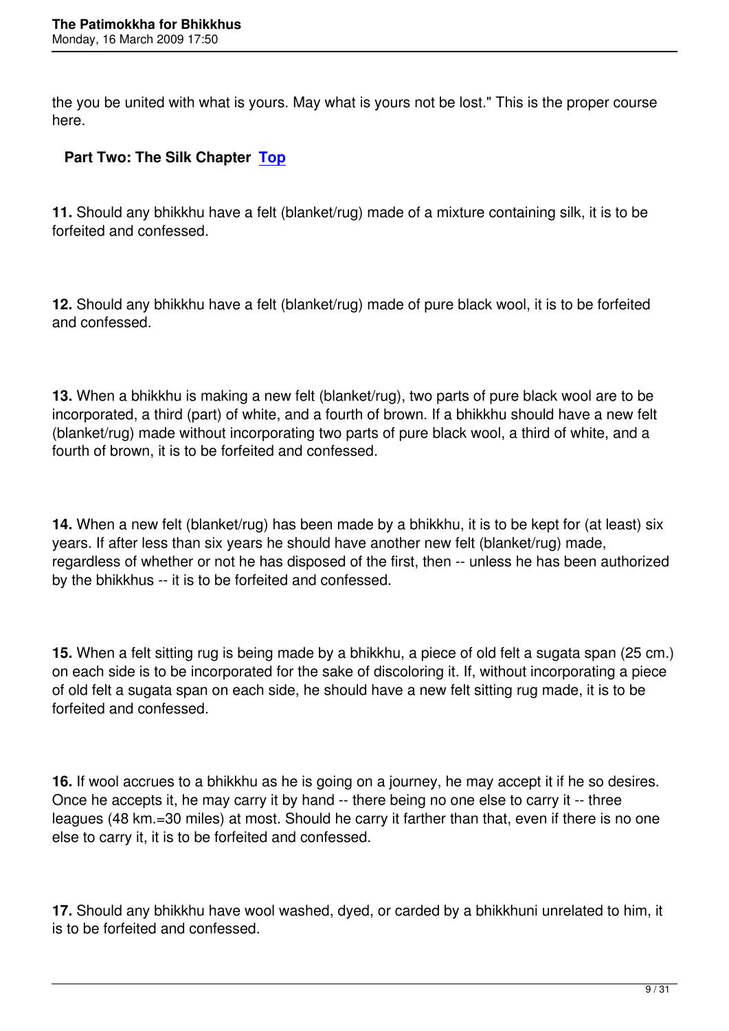the you be united with what is yours. May what is yours not be lost." This is the proper course here.

## Part Two: The Silk Chapter [Top]

**11.** Should any bhikkhu have a felt (blanket/rug) made of a mixture containing silk, it is to be forfeited and confessed.

**12.** Should any bhikkhu have a felt (blanket/rug) made of pure black wool, it is to be forfeited and confessed.

**13.** When a bhikkhu is making a new felt (blanket/rug), two parts of pure black wool are to be incorporated, a third (part) of white, and a fourth of brown. If a bhikkhu should have a new felt (blanket/rug) made without incorporating two parts of pure black wool, a third of white, and a fourth of brown, it is to be forfeited and confessed.

**14.** When a new felt (blanket/rug) has been made by a bhikkhu, it is to be kept for (at least) six years. If after less than six years he should have another new felt (blanket/rug) made, regardless of whether or not he has disposed of the first, then -- unless he has been authorized by the bhikkhus -- it is to be forfeited and confessed.

**15.** When a felt sitting rug is being made by a bhikkhu, a piece of old felt a sugata span (25 cm.) on each side is to be incorporated for the sake of discoloring it. If, without incorporating a piece of old felt a sugata span on each side, he should have a new felt sitting rug made, it is to be forfeited and confessed.

**16.** If wool accrues to a bhikkhu as he is going on a journey, he may accept it if he so desires. Once he accepts it, he may carry it by hand -- there being no one else to carry it -- three leagues (48 km.=30 miles) at most. Should he carry it farther than that, even if there is no one else to carry it, it is to be forfeited and confessed.

**17.** Should any bhikkhu have wool washed, dyed, or carded by a bhikkhuni unrelated to him, it is to be forfeited and confessed.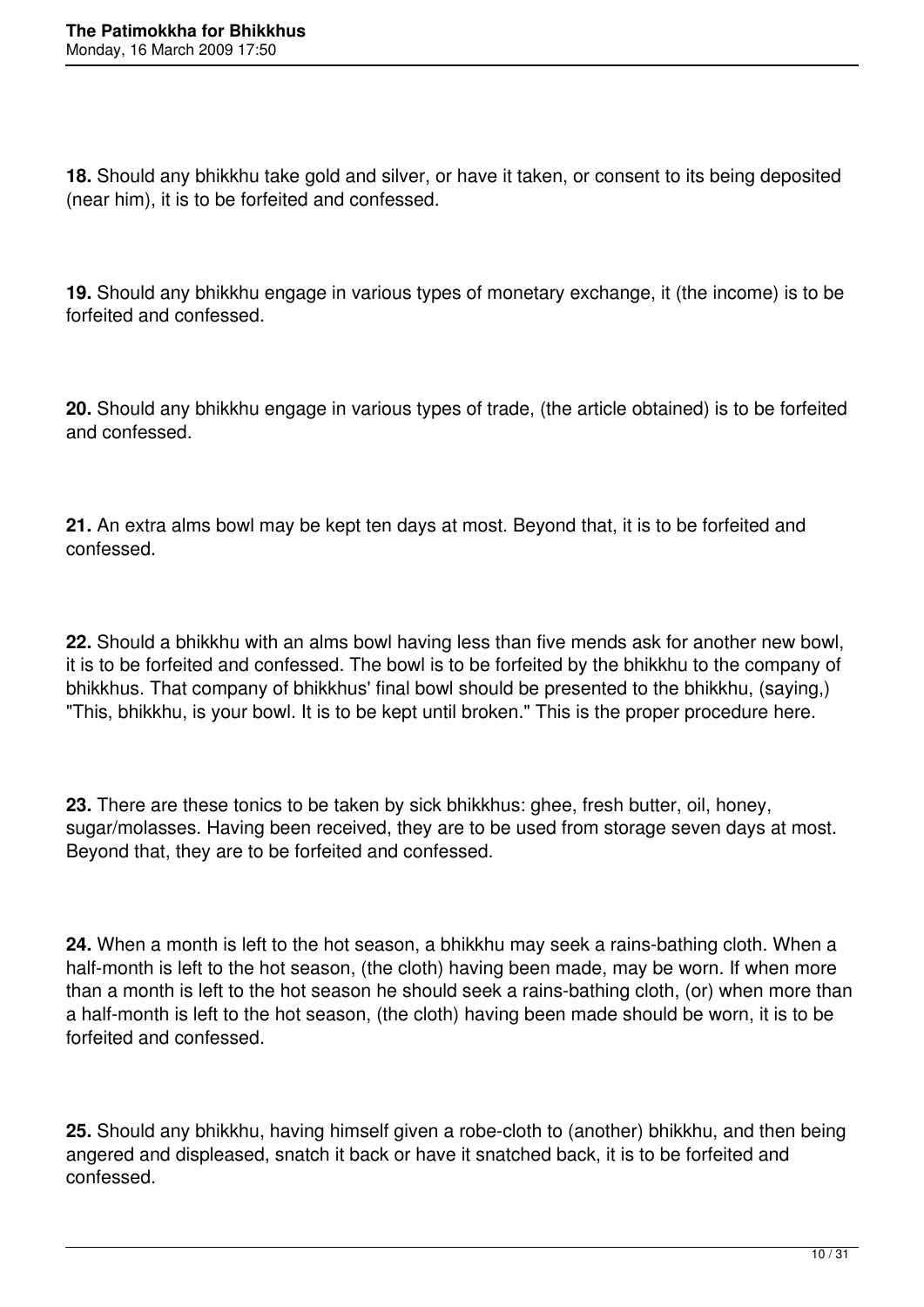**18.** Should any bhikkhu take gold and silver, or have it taken, or consent to its being deposited (near him), it is to be forfeited and confessed.

**19.** Should any bhikkhu engage in various types of monetary exchange, it (the income) is to be forfeited and confessed.

**20.** Should any bhikkhu engage in various types of trade, (the article obtained) is to be forfeited and confessed.

**21.** An extra alms bowl may be kept ten days at most. Beyond that, it is to be forfeited and confessed.

**22.** Should a bhikkhu with an alms bowl having less than five mends ask for another new bowl, it is to be forfeited and confessed. The bowl is to be forfeited by the bhikkhu to the company of bhikkhus. That company of bhikkhus' final bowl should be presented to the bhikkhu, (saying,) "This, bhikkhu, is your bowl. It is to be kept until broken." This is the proper procedure here.

**23.** There are these tonics to be taken by sick bhikkhus: ghee, fresh butter, oil, honey, sugar/molasses. Having been received, they are to be used from storage seven days at most. Beyond that, they are to be forfeited and confessed.

**24.** When a month is left to the hot season, a bhikkhu may seek a rains-bathing cloth. When a half-month is left to the hot season, (the cloth) having been made, may be worn. If when more than a month is left to the hot season he should seek a rains-bathing cloth, (or) when more than a half-month is left to the hot season, (the cloth) having been made should be worn, it is to be forfeited and confessed.

**25.** Should any bhikkhu, having himself given a robe-cloth to (another) bhikkhu, and then being angered and displeased, snatch it back or have it snatched back, it is to be forfeited and confessed.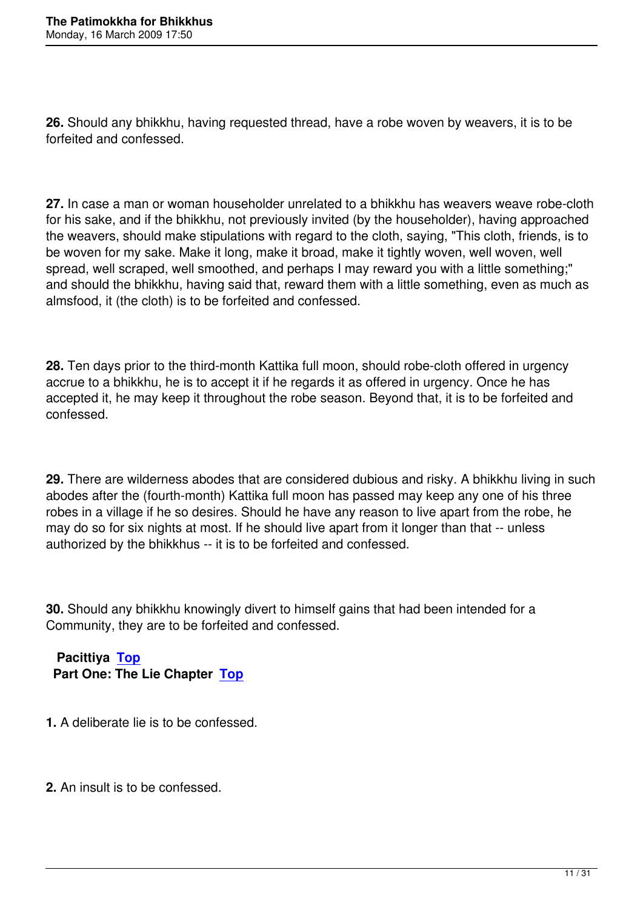**26.** Should any bhikkhu, having requested thread, have a robe woven by weavers, it is to be forfeited and confessed.

**27.** In case a man or woman householder unrelated to a bhikkhu has weavers weave robe-cloth for his sake, and if the bhikkhu, not previously invited (by the householder), having approached the weavers, should make stipulations with regard to the cloth, saying, "This cloth, friends, is to be woven for my sake. Make it long, make it broad, make it tightly woven, well woven, well spread, well scraped, well smoothed, and perhaps I may reward you with a little something;" and should the bhikkhu, having said that, reward them with a little something, even as much as almsfood, it (the cloth) is to be forfeited and confessed.

**28.** Ten days prior to the third-month Kattika full moon, should robe-cloth offered in urgency accrue to a bhikkhu, he is to accept it if he regards it as offered in urgency. Once he has accepted it, he may keep it throughout the robe season. Beyond that, it is to be forfeited and confessed.

**29.** There are wilderness abodes that are considered dubious and risky. A bhikkhu living in such abodes after the (fourth-month) Kattika full moon has passed may keep any one of his three robes in a village if he so desires. Should he have any reason to live apart from the robe, he may do so for six nights at most. If he should live apart from it longer than that -- unless authorized by the bhikkhus -- it is to be forfeited and confessed.

**30.** Should any bhikkhu knowingly divert to himself gains that had been intended for a Community, they are to be forfeited and confessed.

## Pacittiya [Top]

### Part One: The Lie Chapter [Top]

**1.** A deliberate lie is to be confessed.

**2.** An insult is to be confessed.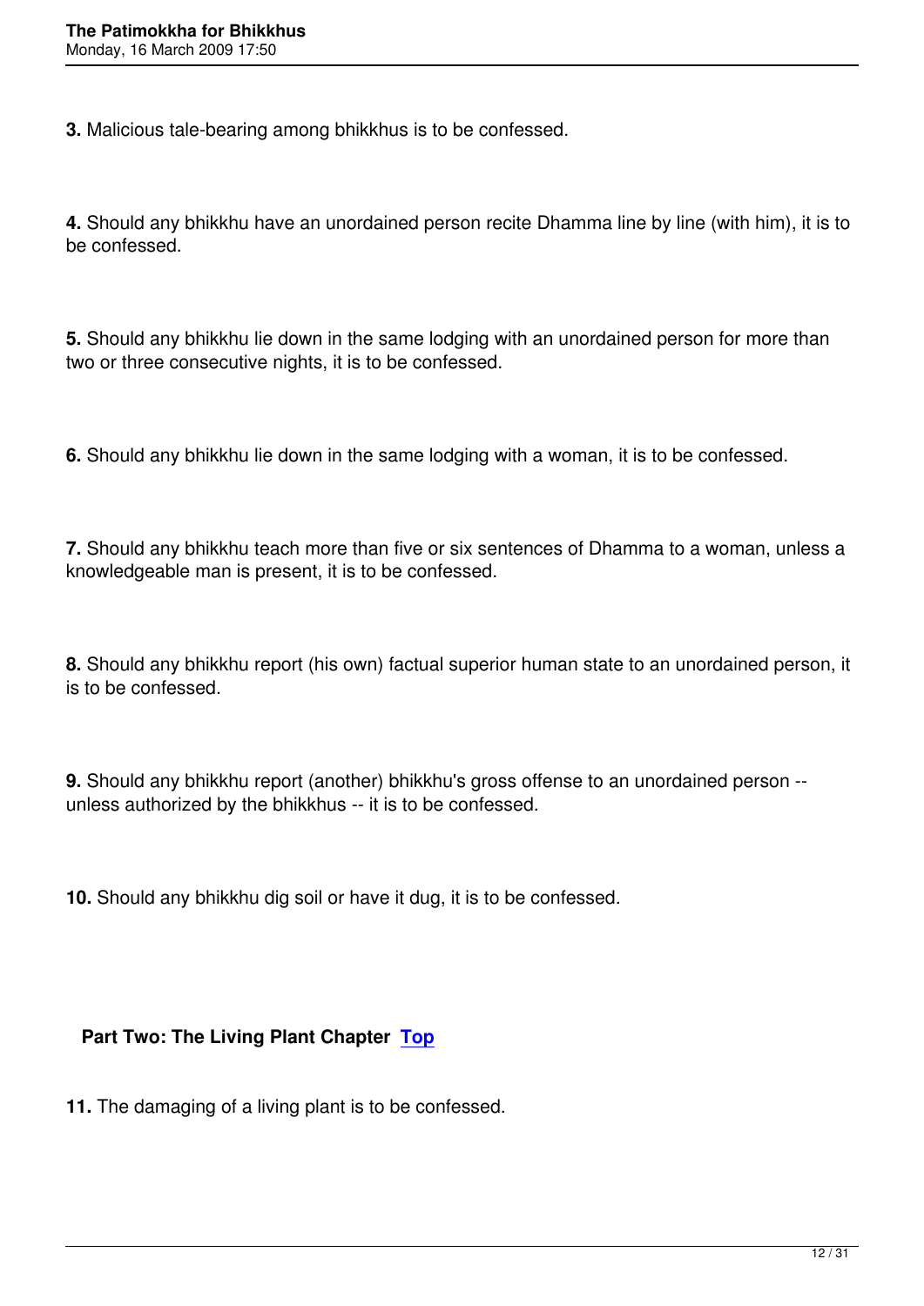**3.** Malicious tale-bearing among bhikkhus is to be confessed.

**4.** Should any bhikkhu have an unordained person recite Dhamma line by line (with him), it is to be confessed.

**5.** Should any bhikkhu lie down in the same lodging with an unordained person for more than two or three consecutive nights, it is to be confessed.

**6.** Should any bhikkhu lie down in the same lodging with a woman, it is to be confessed.

**7.** Should any bhikkhu teach more than five or six sentences of Dhamma to a woman, unless a knowledgeable man is present, it is to be confessed.

**8.** Should any bhikkhu report (his own) factual superior human state to an unordained person, it is to be confessed.

**9.** Should any bhikkhu report (another) bhikkhu's gross offense to an unordained person -- unless authorized by the bhikkhus -- it is to be confessed.

**10.** Should any bhikkhu dig soil or have it dug, it is to be confessed.

### Part Two: The Living Plant Chapter Top

**11.** The damaging of a living plant is to be confessed.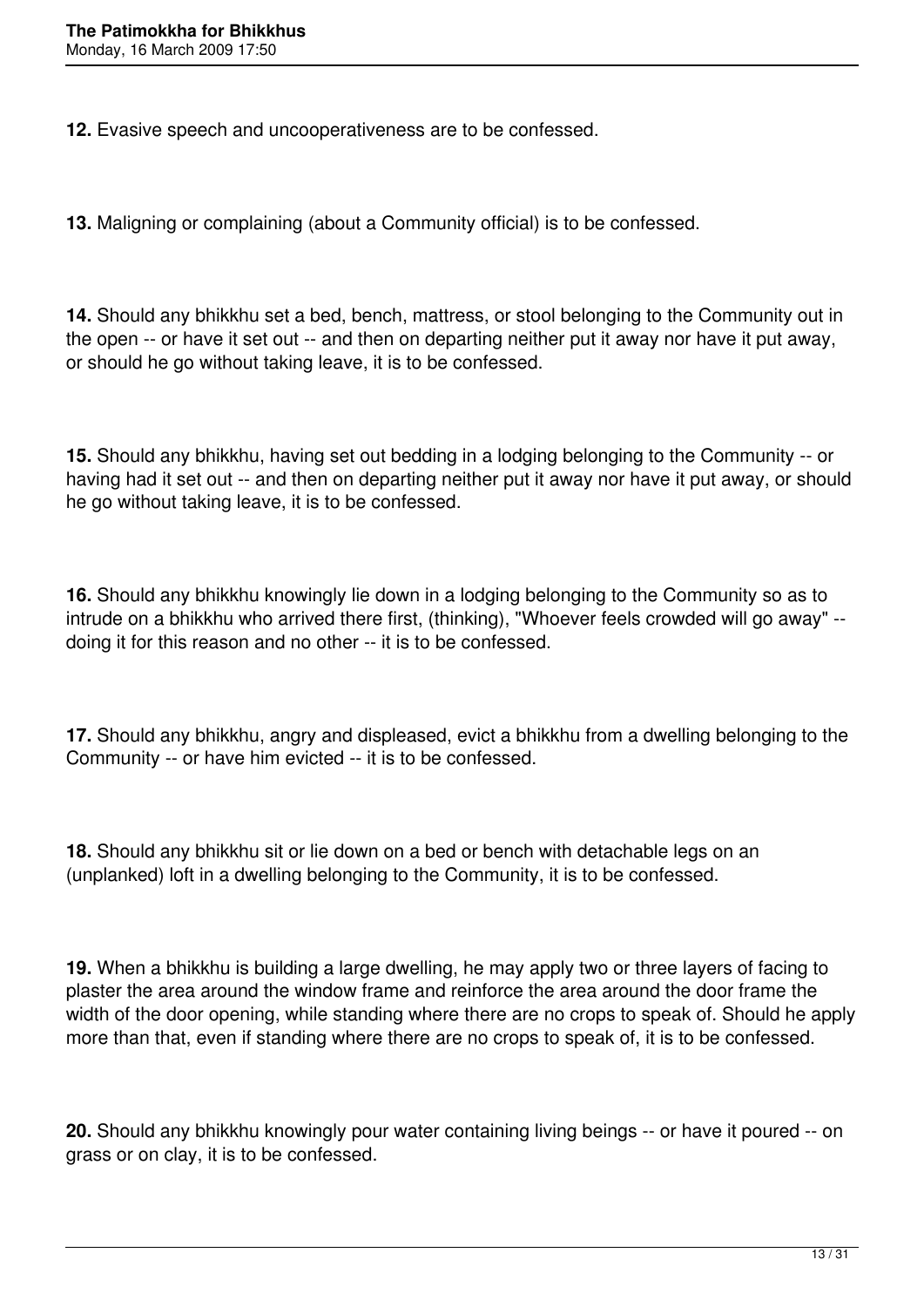**12.** Evasive speech and uncooperativeness are to be confessed.

**13.** Maligning or complaining (about a Community official) is to be confessed.

**14.** Should any bhikkhu set a bed, bench, mattress, or stool belonging to the Community out in the open -- or have it set out -- and then on departing neither put it away nor have it put away, or should he go without taking leave, it is to be confessed.

**15.** Should any bhikkhu, having set out bedding in a lodging belonging to the Community -- or having had it set out -- and then on departing neither put it away nor have it put away, or should he go without taking leave, it is to be confessed.

**16.** Should any bhikkhu knowingly lie down in a lodging belonging to the Community so as to intrude on a bhikkhu who arrived there first, (thinking), "Whoever feels crowded will go away" -- doing it for this reason and no other -- it is to be confessed.

**17.** Should any bhikkhu, angry and displeased, evict a bhikkhu from a dwelling belonging to the Community -- or have him evicted -- it is to be confessed.

**18.** Should any bhikkhu sit or lie down on a bed or bench with detachable legs on an (unplanked) loft in a dwelling belonging to the Community, it is to be confessed.

**19.** When a bhikkhu is building a large dwelling, he may apply two or three layers of facing to plaster the area around the window frame and reinforce the area around the door frame the width of the door opening, while standing where there are no crops to speak of. Should he apply more than that, even if standing where there are no crops to speak of, it is to be confessed.

**20.** Should any bhikkhu knowingly pour water containing living beings -- or have it poured -- on grass or on clay, it is to be confessed.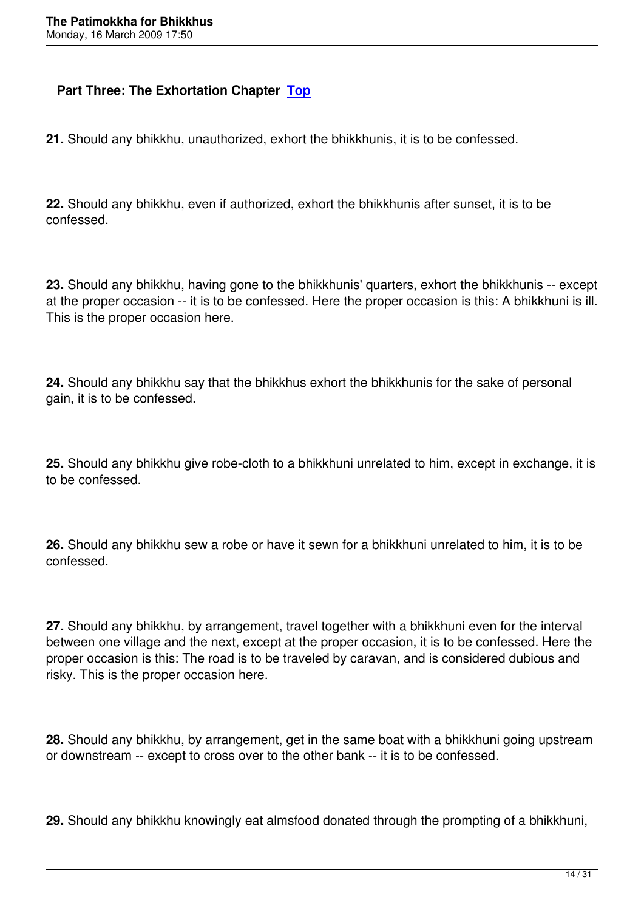## Part Three: The Exhortation Chapter [Top]

**21.** Should any bhikkhu, unauthorized, exhort the bhikkhunis, it is to be confessed.

**22.** Should any bhikkhu, even if authorized, exhort the bhikkhunis after sunset, it is to be confessed.

**23.** Should any bhikkhu, having gone to the bhikkhunis' quarters, exhort the bhikkhunis -- except at the proper occasion -- it is to be confessed. Here the proper occasion is this: A bhikkhuni is ill. This is the proper occasion here.

**24.** Should any bhikkhu say that the bhikkhus exhort the bhikkhunis for the sake of personal gain, it is to be confessed.

**25.** Should any bhikkhu give robe-cloth to a bhikkhuni unrelated to him, except in exchange, it is to be confessed.

**26.** Should any bhikkhu sew a robe or have it sewn for a bhikkhuni unrelated to him, it is to be confessed.

**27.** Should any bhikkhu, by arrangement, travel together with a bhikkhuni even for the interval between one village and the next, except at the proper occasion, it is to be confessed. Here the proper occasion is this: The road is to be traveled by caravan, and is considered dubious and risky. This is the proper occasion here.

**28.** Should any bhikkhu, by arrangement, get in the same boat with a bhikkhuni going upstream or downstream -- except to cross over to the other bank -- it is to be confessed.

**29.** Should any bhikkhu knowingly eat almsfood donated through the prompting of a bhikkhuni,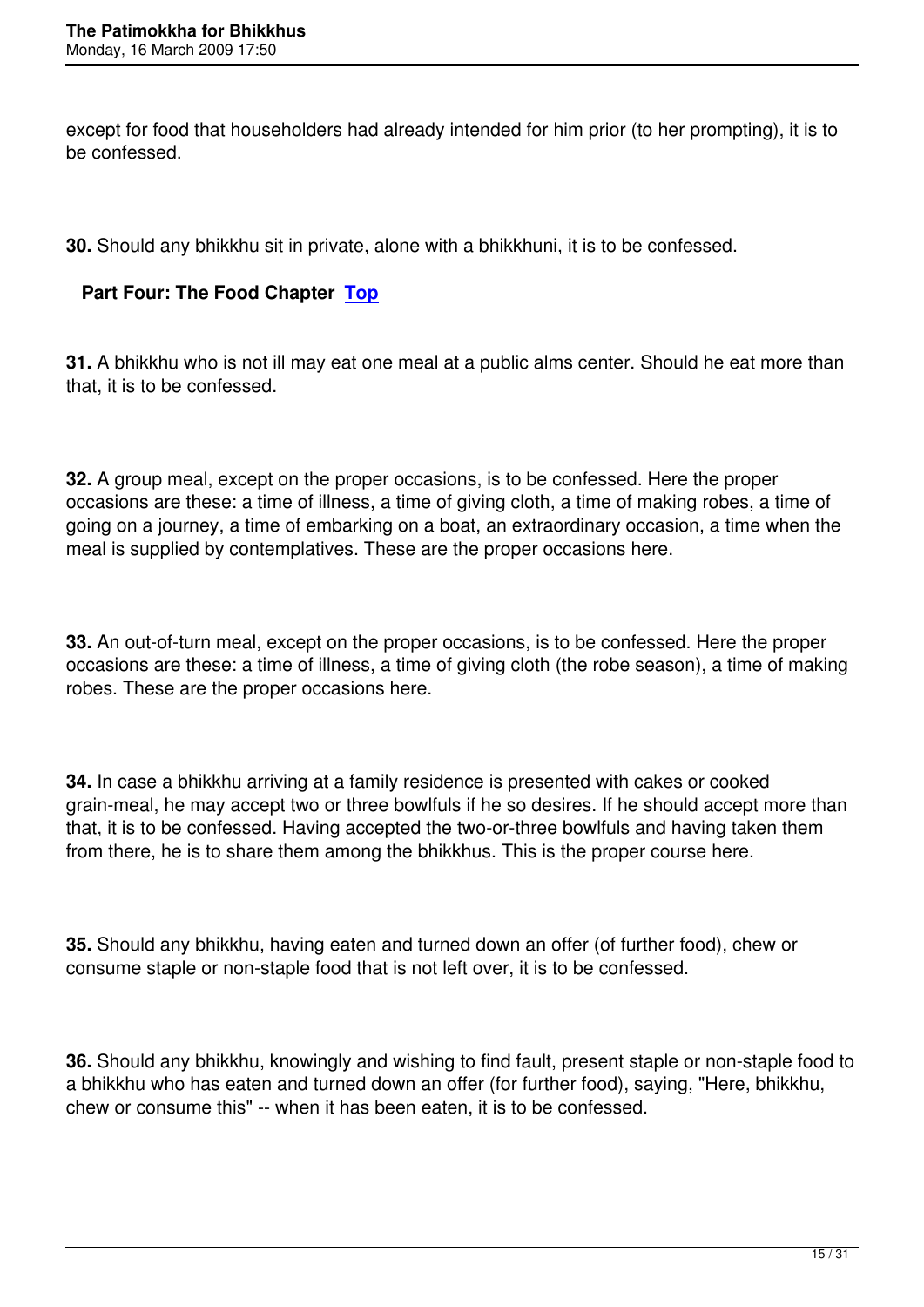except for food that householders had already intended for him prior (to her prompting), it is to be confessed.

**30.** Should any bhikkhu sit in private, alone with a bhikkhuni, it is to be confessed.

## Part Four: The Food Chapter [Top]

**31.** A bhikkhu who is not ill may eat one meal at a public alms center. Should he eat more than that, it is to be confessed.

**32.** A group meal, except on the proper occasions, is to be confessed. Here the proper occasions are these: a time of illness, a time of giving cloth, a time of making robes, a time of going on a journey, a time of embarking on a boat, an extraordinary occasion, a time when the meal is supplied by contemplatives. These are the proper occasions here.

**33.** An out-of-turn meal, except on the proper occasions, is to be confessed. Here the proper occasions are these: a time of illness, a time of giving cloth (the robe season), a time of making robes. These are the proper occasions here.

**34.** In case a bhikkhu arriving at a family residence is presented with cakes or cooked grain-meal, he may accept two or three bowlfuls if he so desires. If he should accept more than that, it is to be confessed. Having accepted the two-or-three bowlfuls and having taken them from there, he is to share them among the bhikkhus. This is the proper course here.

**35.** Should any bhikkhu, having eaten and turned down an offer (of further food), chew or consume staple or non-staple food that is not left over, it is to be confessed.

**36.** Should any bhikkhu, knowingly and wishing to find fault, present staple or non-staple food to a bhikkhu who has eaten and turned down an offer (for further food), saying, "Here, bhikkhu, chew or consume this" -- when it has been eaten, it is to be confessed.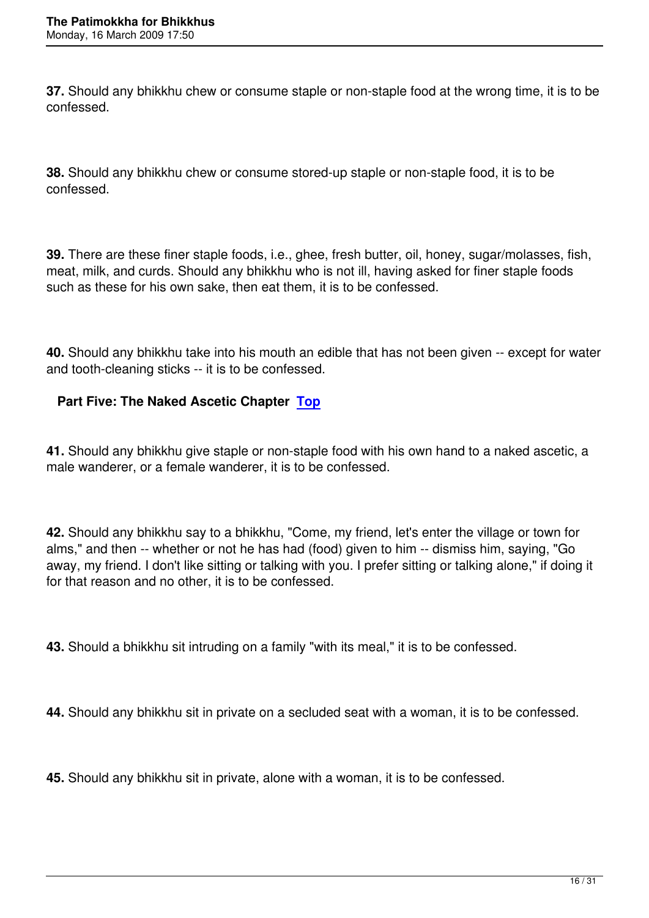**37.** Should any bhikkhu chew or consume staple or non-staple food at the wrong time, it is to be confessed.

**38.** Should any bhikkhu chew or consume stored-up staple or non-staple food, it is to be confessed.

**39.** There are these finer staple foods, i.e., ghee, fresh butter, oil, honey, sugar/molasses, fish, meat, milk, and curds. Should any bhikkhu who is not ill, having asked for finer staple foods such as these for his own sake, then eat them, it is to be confessed.

**40.** Should any bhikkhu take into his mouth an edible that has not been given -- except for water and tooth-cleaning sticks -- it is to be confessed.

### Part Five: The Naked Ascetic Chapter Top

**41.** Should any bhikkhu give staple or non-staple food with his own hand to a naked ascetic, a male wanderer, or a female wanderer, it is to be confessed.

**42.** Should any bhikkhu say to a bhikkhu, "Come, my friend, let's enter the village or town for alms," and then -- whether or not he has had (food) given to him -- dismiss him, saying, "Go away, my friend. I don't like sitting or talking with you. I prefer sitting or talking alone," if doing it for that reason and no other, it is to be confessed.

**43.** Should a bhikkhu sit intruding on a family "with its meal," it is to be confessed.

**44.** Should any bhikkhu sit in private on a secluded seat with a woman, it is to be confessed.

**45.** Should any bhikkhu sit in private, alone with a woman, it is to be confessed.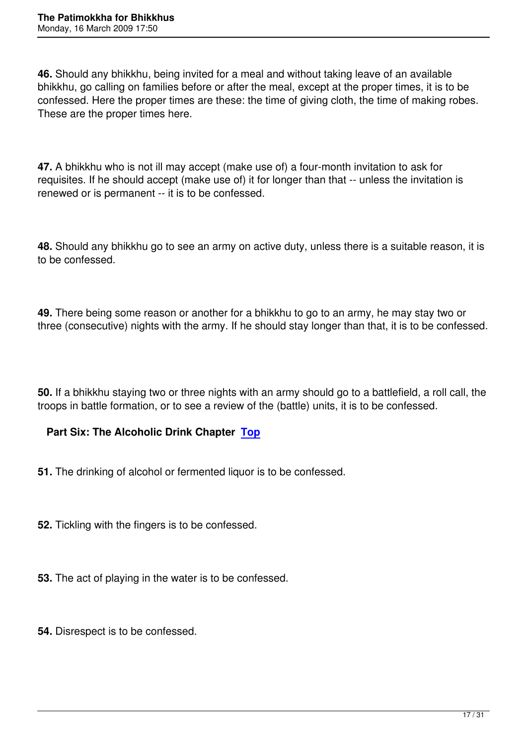**46.** Should any bhikkhu, being invited for a meal and without taking leave of an available bhikkhu, go calling on families before or after the meal, except at the proper times, it is to be confessed. Here the proper times are these: the time of giving cloth, the time of making robes. These are the proper times here.

**47.** A bhikkhu who is not ill may accept (make use of) a four-month invitation to ask for requisites. If he should accept (make use of) it for longer than that -- unless the invitation is renewed or is permanent -- it is to be confessed.

**48.** Should any bhikkhu go to see an army on active duty, unless there is a suitable reason, it is to be confessed.

**49.** There being some reason or another for a bhikkhu to go to an army, he may stay two or three (consecutive) nights with the army. If he should stay longer than that, it is to be confessed.

**50.** If a bhikkhu staying two or three nights with an army should go to a battlefield, a roll call, the troops in battle formation, or to see a review of the (battle) units, it is to be confessed.

### Part Six: The Alcoholic Drink Chapter [Top]

**51.** The drinking of alcohol or fermented liquor is to be confessed.

**52.** Tickling with the fingers is to be confessed.

**53.** The act of playing in the water is to be confessed.

**54.** Disrespect is to be confessed.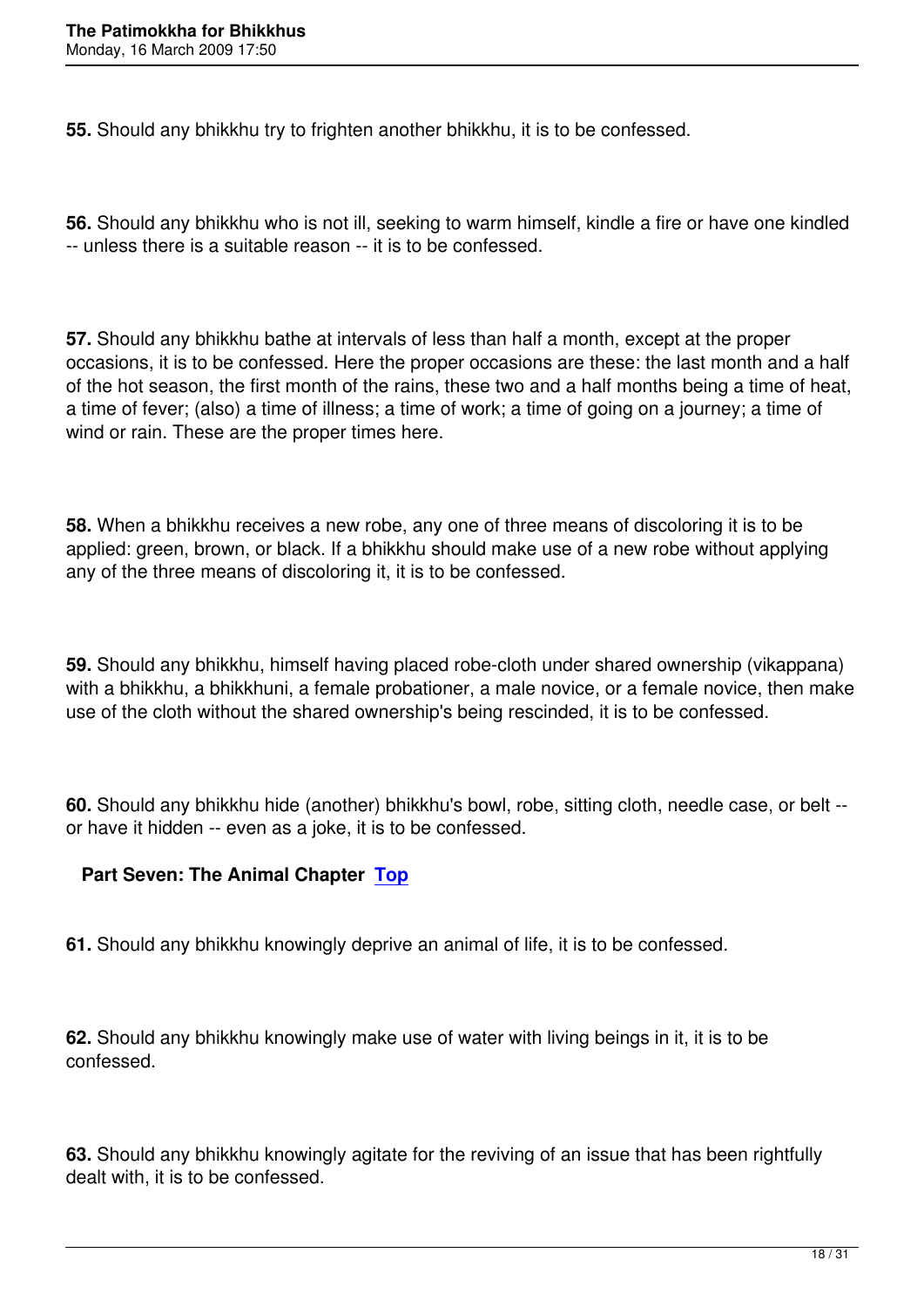**55.** Should any bhikkhu try to frighten another bhikkhu, it is to be confessed.

**56.** Should any bhikkhu who is not ill, seeking to warm himself, kindle a fire or have one kindled -- unless there is a suitable reason -- it is to be confessed.

**57.** Should any bhikkhu bathe at intervals of less than half a month, except at the proper occasions, it is to be confessed. Here the proper occasions are these: the last month and a half of the hot season, the first month of the rains, these two and a half months being a time of heat, a time of fever; (also) a time of illness; a time of work; a time of going on a journey; a time of wind or rain. These are the proper times here.

**58.** When a bhikkhu receives a new robe, any one of three means of discoloring it is to be applied: green, brown, or black. If a bhikkhu should make use of a new robe without applying any of the three means of discoloring it, it is to be confessed.

**59.** Should any bhikkhu, himself having placed robe-cloth under shared ownership (vikappana) with a bhikkhu, a bhikkhuni, a female probationer, a male novice, or a female novice, then make use of the cloth without the shared ownership's being rescinded, it is to be confessed.

**60.** Should any bhikkhu hide (another) bhikkhu's bowl, robe, sitting cloth, needle case, or belt -- or have it hidden -- even as a joke, it is to be confessed.

## Part Seven: The Animal Chapter Top

**61.** Should any bhikkhu knowingly deprive an animal of life, it is to be confessed.

**62.** Should any bhikkhu knowingly make use of water with living beings in it, it is to be confessed.

**63.** Should any bhikkhu knowingly agitate for the reviving of an issue that has been rightfully dealt with, it is to be confessed.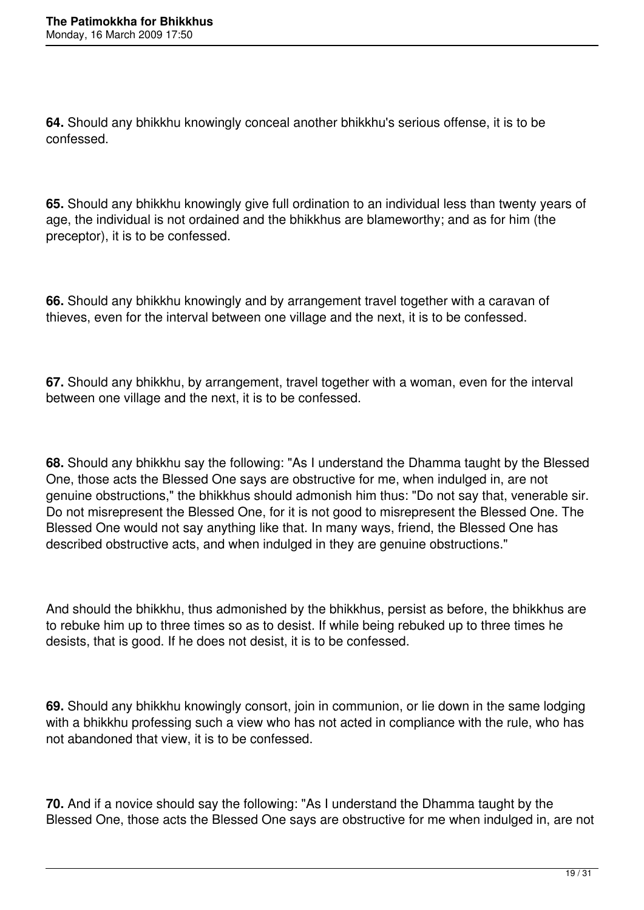**64.** Should any bhikkhu knowingly conceal another bhikkhu's serious offense, it is to be confessed.

**65.** Should any bhikkhu knowingly give full ordination to an individual less than twenty years of age, the individual is not ordained and the bhikkhus are blameworthy; and as for him (the preceptor), it is to be confessed.

**66.** Should any bhikkhu knowingly and by arrangement travel together with a caravan of thieves, even for the interval between one village and the next, it is to be confessed.

**67.** Should any bhikkhu, by arrangement, travel together with a woman, even for the interval between one village and the next, it is to be confessed.

**68.** Should any bhikkhu say the following: "As I understand the Dhamma taught by the Blessed One, those acts the Blessed One says are obstructive for me, when indulged in, are not genuine obstructions," the bhikkhus should admonish him thus: "Do not say that, venerable sir. Do not misrepresent the Blessed One, for it is not good to misrepresent the Blessed One. The Blessed One would not say anything like that. In many ways, friend, the Blessed One has described obstructive acts, and when indulged in they are genuine obstructions."

And should the bhikkhu, thus admonished by the bhikkhus, persist as before, the bhikkhus are to rebuke him up to three times so as to desist. If while being rebuked up to three times he desists, that is good. If he does not desist, it is to be confessed.

**69.** Should any bhikkhu knowingly consort, join in communion, or lie down in the same lodging with a bhikkhu professing such a view who has not acted in compliance with the rule, who has not abandoned that view, it is to be confessed.

**70.** And if a novice should say the following: "As I understand the Dhamma taught by the Blessed One, those acts the Blessed One says are obstructive for me when indulged in, are not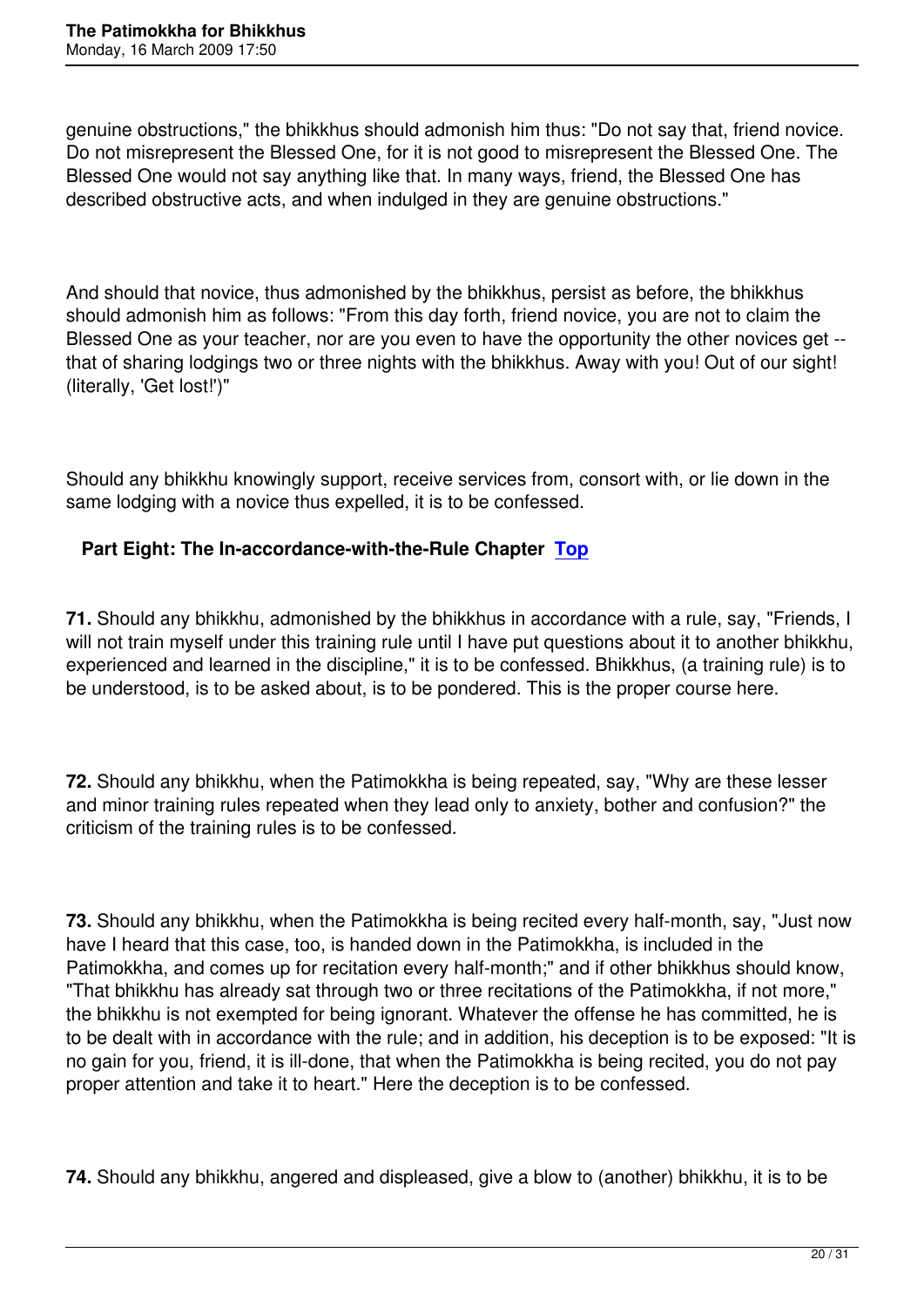genuine obstructions," the bhikkhus should admonish him thus: "Do not say that, friend novice. Do not misrepresent the Blessed One, for it is not good to misrepresent the Blessed One. The Blessed One would not say anything like that. In many ways, friend, the Blessed One has described obstructive acts, and when indulged in they are genuine obstructions."

And should that novice, thus admonished by the bhikkhus, persist as before, the bhikkhus should admonish him as follows: "From this day forth, friend novice, you are not to claim the Blessed One as your teacher, nor are you even to have the opportunity the other novices get -- that of sharing lodgings two or three nights with the bhikkhus. Away with you! Out of our sight! (literally, 'Get lost!')"

Should any bhikkhu knowingly support, receive services from, consort with, or lie down in the same lodging with a novice thus expelled, it is to be confessed.

### Part Eight: The In-accordance-with-the-Rule Chapter Top

**71.** Should any bhikkhu, admonished by the bhikkhus in accordance with a rule, say, "Friends, I will not train myself under this training rule until I have put questions about it to another bhikkhu, experienced and learned in the discipline," it is to be confessed. Bhikkhus, (a training rule) is to be understood, is to be asked about, is to be pondered. This is the proper course here.

**72.** Should any bhikkhu, when the Patimokkha is being repeated, say, "Why are these lesser and minor training rules repeated when they lead only to anxiety, bother and confusion?" the criticism of the training rules is to be confessed.

**73.** Should any bhikkhu, when the Patimokkha is being recited every half-month, say, "Just now have I heard that this case, too, is handed down in the Patimokkha, is included in the Patimokkha, and comes up for recitation every half-month;" and if other bhikkhus should know, "That bhikkhu has already sat through two or three recitations of the Patimokkha, if not more," the bhikkhu is not exempted for being ignorant. Whatever the offense he has committed, he is to be dealt with in accordance with the rule; and in addition, his deception is to be exposed: "It is no gain for you, friend, it is ill-done, that when the Patimokkha is being recited, you do not pay proper attention and take it to heart." Here the deception is to be confessed.

**74.** Should any bhikkhu, angered and displeased, give a blow to (another) bhikkhu, it is to be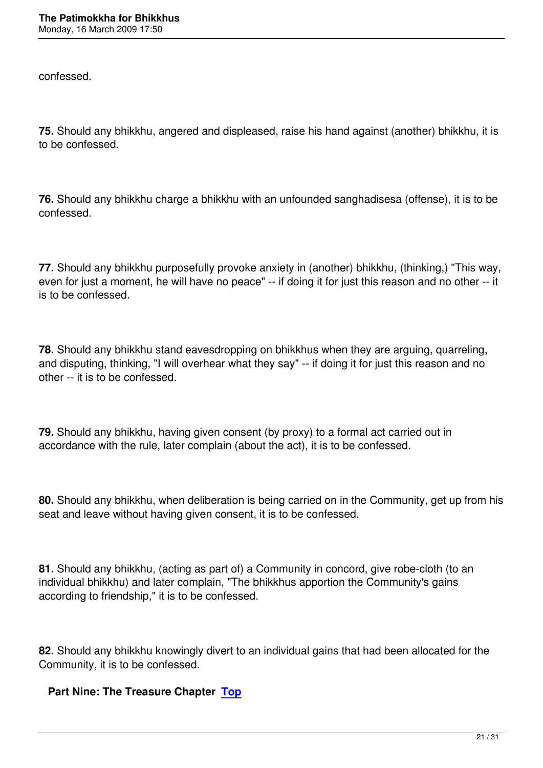confessed.

**75.** Should any bhikkhu, angered and displeased, raise his hand against (another) bhikkhu, it is to be confessed.

**76.** Should any bhikkhu charge a bhikkhu with an unfounded sanghadisesa (offense), it is to be confessed.

**77.** Should any bhikkhu purposefully provoke anxiety in (another) bhikkhu, (thinking,) "This way, even for just a moment, he will have no peace" -- if doing it for just this reason and no other -- it is to be confessed.

**78.** Should any bhikkhu stand eavesdropping on bhikkhus when they are arguing, quarreling, and disputing, thinking, "I will overhear what they say" -- if doing it for just this reason and no other -- it is to be confessed.

**79.** Should any bhikkhu, having given consent (by proxy) to a formal act carried out in accordance with the rule, later complain (about the act), it is to be confessed.

**80.** Should any bhikkhu, when deliberation is being carried on in the Community, get up from his seat and leave without having given consent, it is to be confessed.

**81.** Should any bhikkhu, (acting as part of) a Community in concord, give robe-cloth (to an individual bhikkhu) and later complain, "The bhikkhus apportion the Community's gains according to friendship," it is to be confessed.

**82.** Should any bhikkhu knowingly divert to an individual gains that had been allocated for the Community, it is to be confessed.

### Part Nine: The Treasure Chapter Top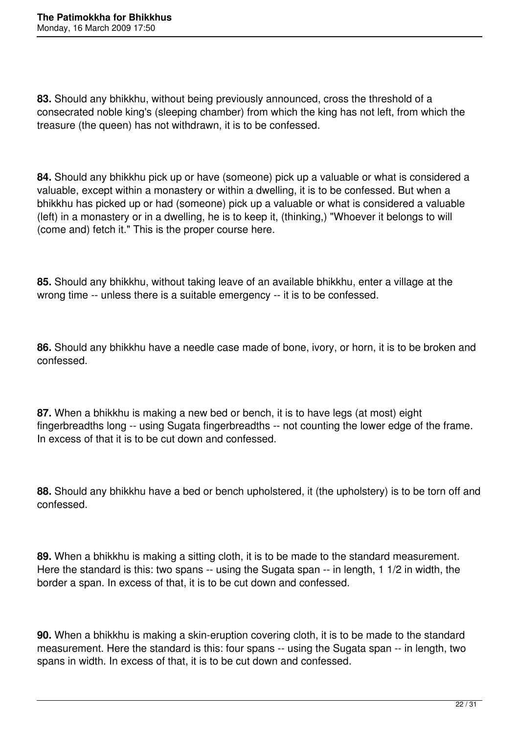**83.** Should any bhikkhu, without being previously announced, cross the threshold of a consecrated noble king's (sleeping chamber) from which the king has not left, from which the treasure (the queen) has not withdrawn, it is to be confessed.

**84.** Should any bhikkhu pick up or have (someone) pick up a valuable or what is considered a valuable, except within a monastery or within a dwelling, it is to be confessed. But when a bhikkhu has picked up or had (someone) pick up a valuable or what is considered a valuable (left) in a monastery or in a dwelling, he is to keep it, (thinking,) "Whoever it belongs to will (come and) fetch it." This is the proper course here.

**85.** Should any bhikkhu, without taking leave of an available bhikkhu, enter a village at the wrong time -- unless there is a suitable emergency -- it is to be confessed.

**86.** Should any bhikkhu have a needle case made of bone, ivory, or horn, it is to be broken and confessed.

**87.** When a bhikkhu is making a new bed or bench, it is to have legs (at most) eight fingerbreadths long -- using Sugata fingerbreadths -- not counting the lower edge of the frame. In excess of that it is to be cut down and confessed.

**88.** Should any bhikkhu have a bed or bench upholstered, it (the upholstery) is to be torn off and confessed.

**89.** When a bhikkhu is making a sitting cloth, it is to be made to the standard measurement. Here the standard is this: two spans -- using the Sugata span -- in length, 1 1/2 in width, the border a span. In excess of that, it is to be cut down and confessed.

**90.** When a bhikkhu is making a skin-eruption covering cloth, it is to be made to the standard measurement. Here the standard is this: four spans -- using the Sugata span -- in length, two spans in width. In excess of that, it is to be cut down and confessed.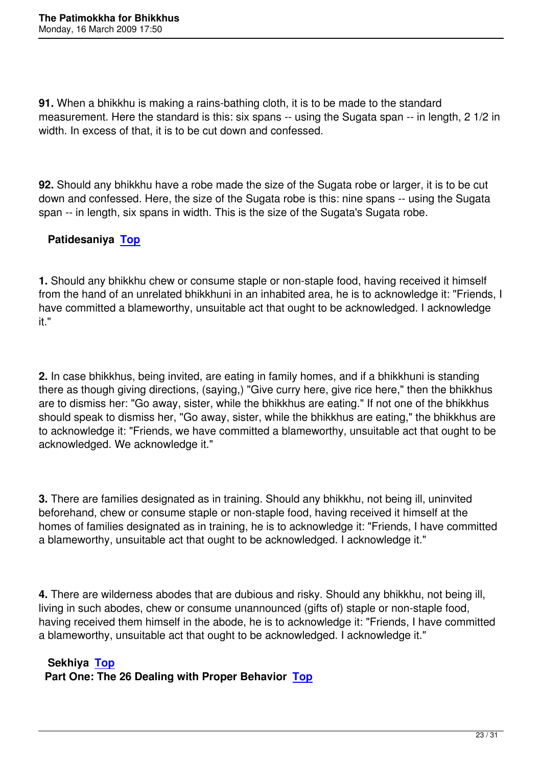**91.** When a bhikkhu is making a rains-bathing cloth, it is to be made to the standard measurement. Here the standard is this: six spans -- using the Sugata span -- in length, 2 1/2 in width. In excess of that, it is to be cut down and confessed.

**92.** Should any bhikkhu have a robe made the size of the Sugata robe or larger, it is to be cut down and confessed. Here, the size of the Sugata robe is this: nine spans -- using the Sugata span -- in length, six spans in width. This is the size of the Sugata's Sugata robe.

## Patidesaniya [Top]

**1.** Should any bhikkhu chew or consume staple or non-staple food, having received it himself from the hand of an unrelated bhikkhuni in an inhabited area, he is to acknowledge it: "Friends, I have committed a blameworthy, unsuitable act that ought to be acknowledged. I acknowledge it."

**2.** In case bhikkhus, being invited, are eating in family homes, and if a bhikkhuni is standing there as though giving directions, (saying,) "Give curry here, give rice here," then the bhikkhus are to dismiss her: "Go away, sister, while the bhikkhus are eating." If not one of the bhikkhus should speak to dismiss her, "Go away, sister, while the bhikkhus are eating," the bhikkhus are to acknowledge it: "Friends, we have committed a blameworthy, unsuitable act that ought to be acknowledged. We acknowledge it."

**3.** There are families designated as in training. Should any bhikkhu, not being ill, uninvited beforehand, chew or consume staple or non-staple food, having received it himself at the homes of families designated as in training, he is to acknowledge it: "Friends, I have committed a blameworthy, unsuitable act that ought to be acknowledged. I acknowledge it."

**4.** There are wilderness abodes that are dubious and risky. Should any bhikkhu, not being ill, living in such abodes, chew or consume unannounced (gifts of) staple or non-staple food, having received them himself in the abode, he is to acknowledge it: "Friends, I have committed a blameworthy, unsuitable act that ought to be acknowledged. I acknowledge it."

## Sekhiya [Top]

### Part One: The 26 Dealing with Proper Behavior [Top]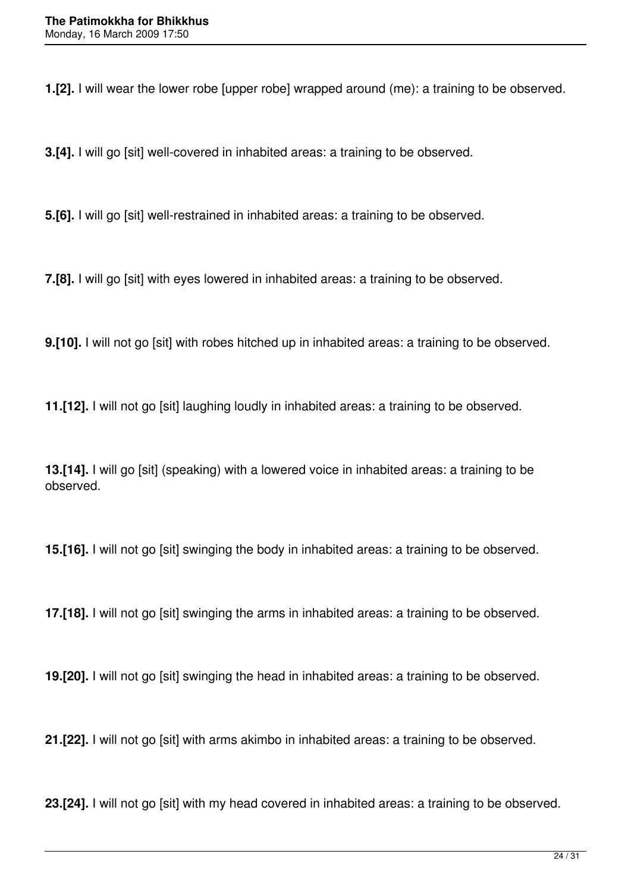**1.[2].** I will wear the lower robe [upper robe] wrapped around (me): a training to be observed.

**3.[4].** I will go [sit] well-covered in inhabited areas: a training to be observed.

**5.[6].** I will go [sit] well-restrained in inhabited areas: a training to be observed.

**7.[8].** I will go [sit] with eyes lowered in inhabited areas: a training to be observed.

**9.[10].** I will not go [sit] with robes hitched up in inhabited areas: a training to be observed.

**11.[12].** I will not go [sit] laughing loudly in inhabited areas: a training to be observed.

**13.[14].** I will go [sit] (speaking) with a lowered voice in inhabited areas: a training to be observed.

**15.[16].** I will not go [sit] swinging the body in inhabited areas: a training to be observed.

**17.[18].** I will not go [sit] swinging the arms in inhabited areas: a training to be observed.

**19.[20].** I will not go [sit] swinging the head in inhabited areas: a training to be observed.

**21.[22].** I will not go [sit] with arms akimbo in inhabited areas: a training to be observed.

**23.[24].** I will not go [sit] with my head covered in inhabited areas: a training to be observed.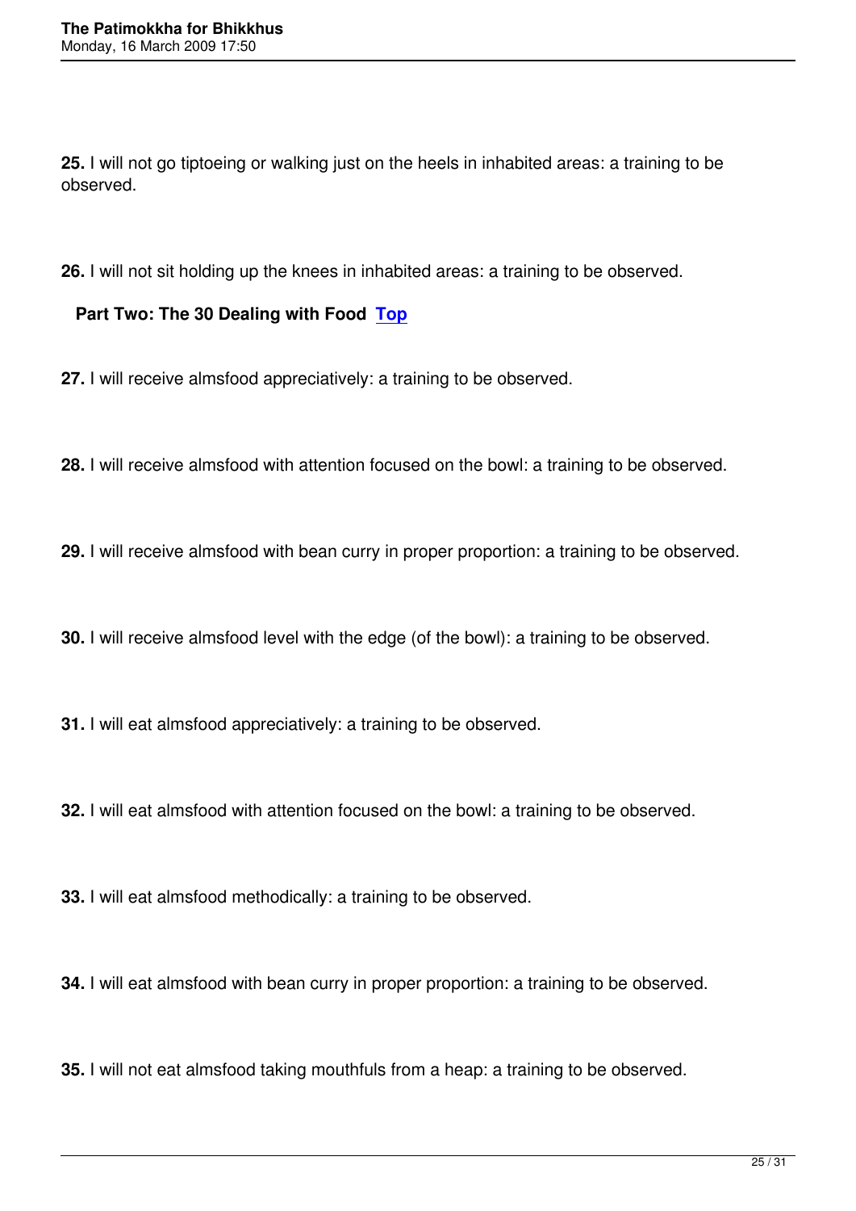**25.** I will not go tiptoeing or walking just on the heels in inhabited areas: a training to be observed.

**26.** I will not sit holding up the knees in inhabited areas: a training to be observed.

### Part Two: The 30 Dealing with Food [Top]

**27.** I will receive almsfood appreciatively: a training to be observed.

**28.** I will receive almsfood with attention focused on the bowl: a training to be observed.

**29.** I will receive almsfood with bean curry in proper proportion: a training to be observed.

**30.** I will receive almsfood level with the edge (of the bowl): a training to be observed.

**31.** I will eat almsfood appreciatively: a training to be observed.

**32.** I will eat almsfood with attention focused on the bowl: a training to be observed.

**33.** I will eat almsfood methodically: a training to be observed.

**34.** I will eat almsfood with bean curry in proper proportion: a training to be observed.

**35.** I will not eat almsfood taking mouthfuls from a heap: a training to be observed.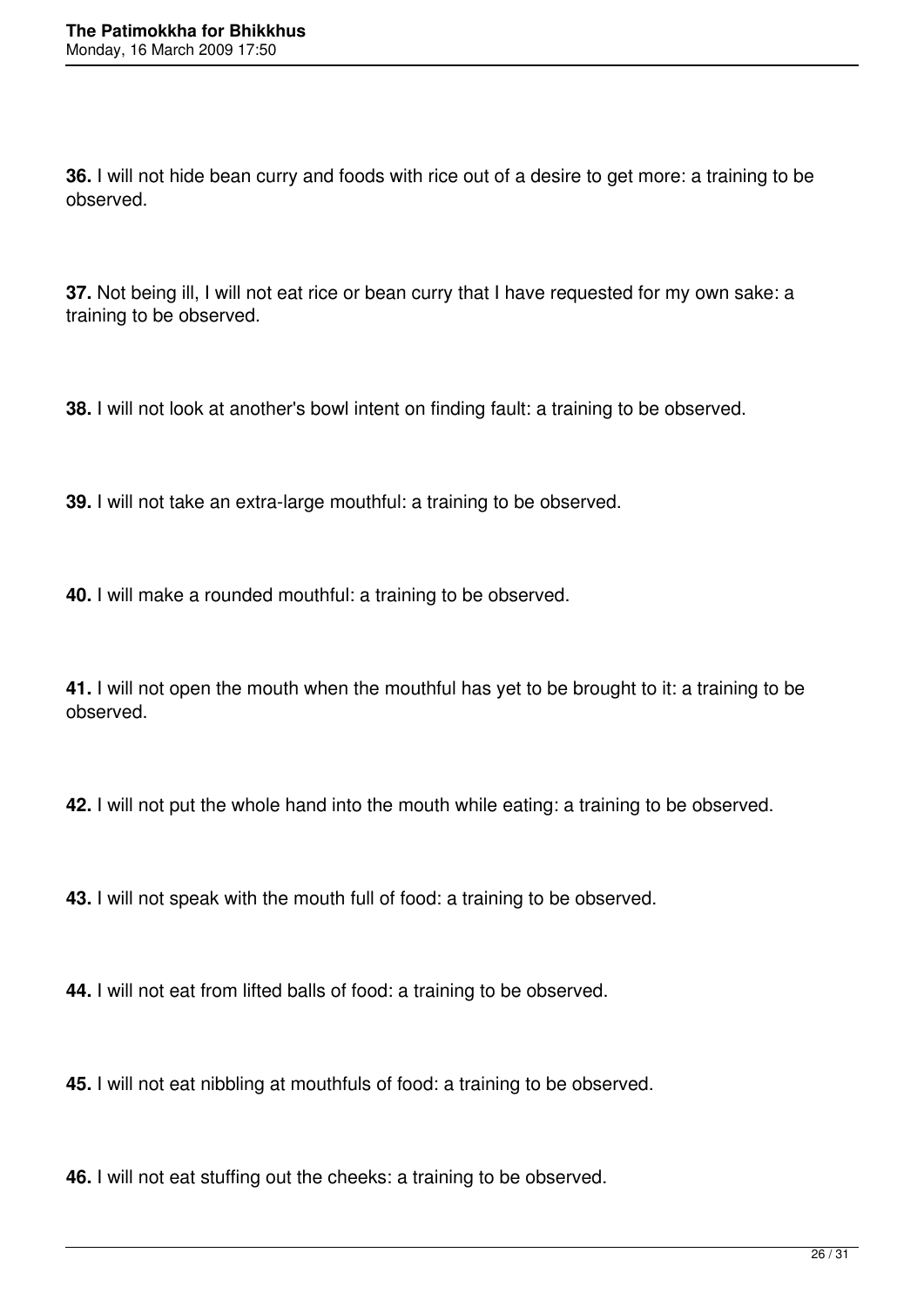**36.** I will not hide bean curry and foods with rice out of a desire to get more: a training to be observed.

**37.** Not being ill, I will not eat rice or bean curry that I have requested for my own sake: a training to be observed.

**38.** I will not look at another's bowl intent on finding fault: a training to be observed.

**39.** I will not take an extra-large mouthful: a training to be observed.

**40.** I will make a rounded mouthful: a training to be observed.

**41.** I will not open the mouth when the mouthful has yet to be brought to it: a training to be observed.

**42.** I will not put the whole hand into the mouth while eating: a training to be observed.

**43.** I will not speak with the mouth full of food: a training to be observed.

**44.** I will not eat from lifted balls of food: a training to be observed.

**45.** I will not eat nibbling at mouthfuls of food: a training to be observed.

**46.** I will not eat stuffing out the cheeks: a training to be observed.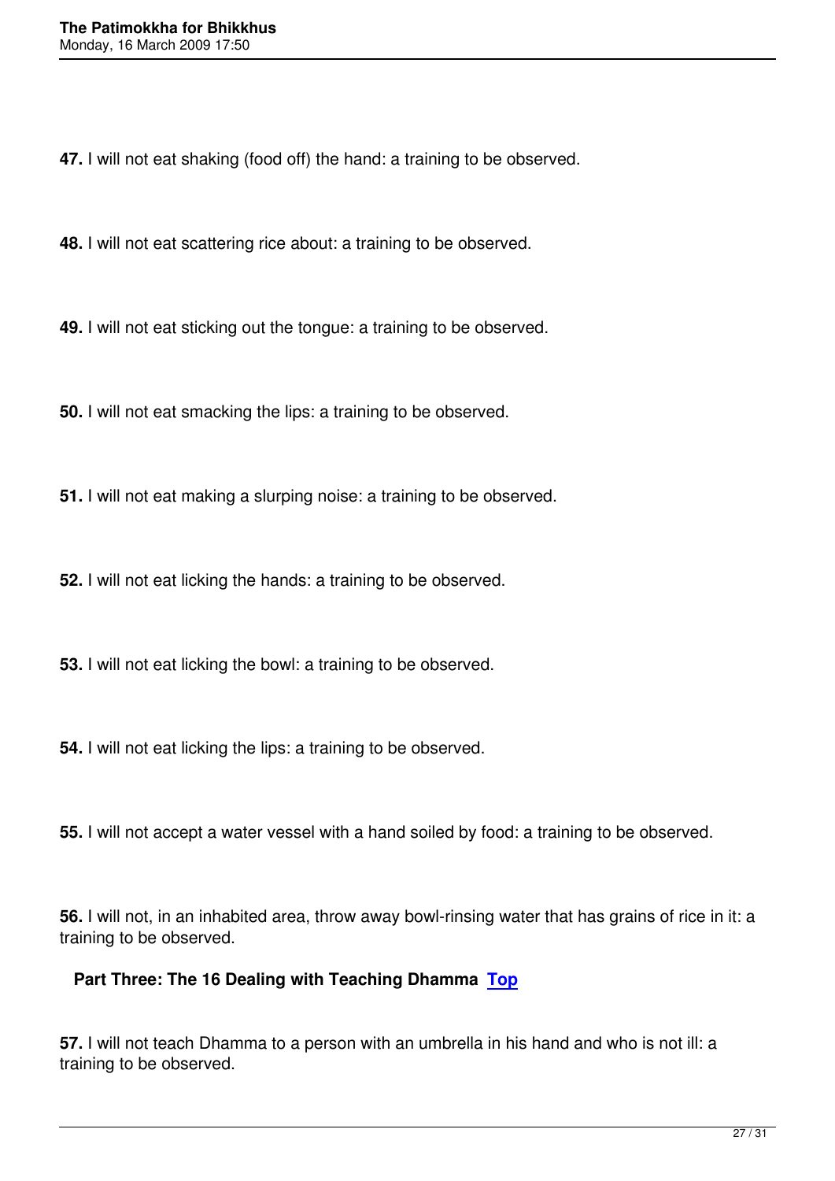**47.** I will not eat shaking (food off) the hand: a training to be observed.

**48.** I will not eat scattering rice about: a training to be observed.

**49.** I will not eat sticking out the tongue: a training to be observed.

**50.** I will not eat smacking the lips: a training to be observed.

**51.** I will not eat making a slurping noise: a training to be observed.

**52.** I will not eat licking the hands: a training to be observed.

**53.** I will not eat licking the bowl: a training to be observed.

**54.** I will not eat licking the lips: a training to be observed.

**55.** I will not accept a water vessel with a hand soiled by food: a training to be observed.

**56.** I will not, in an inhabited area, throw away bowl-rinsing water that has grains of rice in it: a training to be observed.

### Part Three: The 16 Dealing with Teaching Dhamma [Top]

**57.** I will not teach Dhamma to a person with an umbrella in his hand and who is not ill: a training to be observed.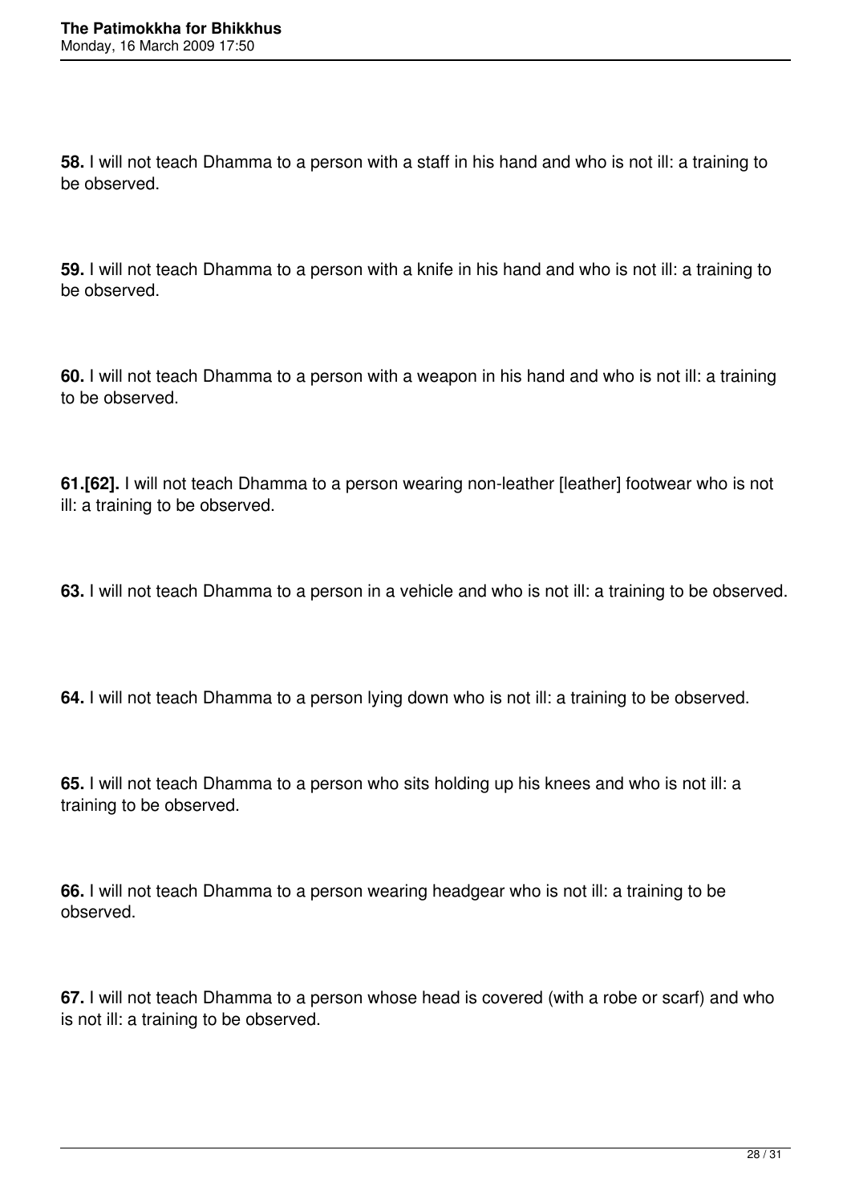**58.** I will not teach Dhamma to a person with a staff in his hand and who is not ill: a training to be observed.

**59.** I will not teach Dhamma to a person with a knife in his hand and who is not ill: a training to be observed.

**60.** I will not teach Dhamma to a person with a weapon in his hand and who is not ill: a training to be observed.

**61.[62].** I will not teach Dhamma to a person wearing non-leather [leather] footwear who is not ill: a training to be observed.

**63.** I will not teach Dhamma to a person in a vehicle and who is not ill: a training to be observed.

**64.** I will not teach Dhamma to a person lying down who is not ill: a training to be observed.

**65.** I will not teach Dhamma to a person who sits holding up his knees and who is not ill: a training to be observed.

**66.** I will not teach Dhamma to a person wearing headgear who is not ill: a training to be observed.

**67.** I will not teach Dhamma to a person whose head is covered (with a robe or scarf) and who is not ill: a training to be observed.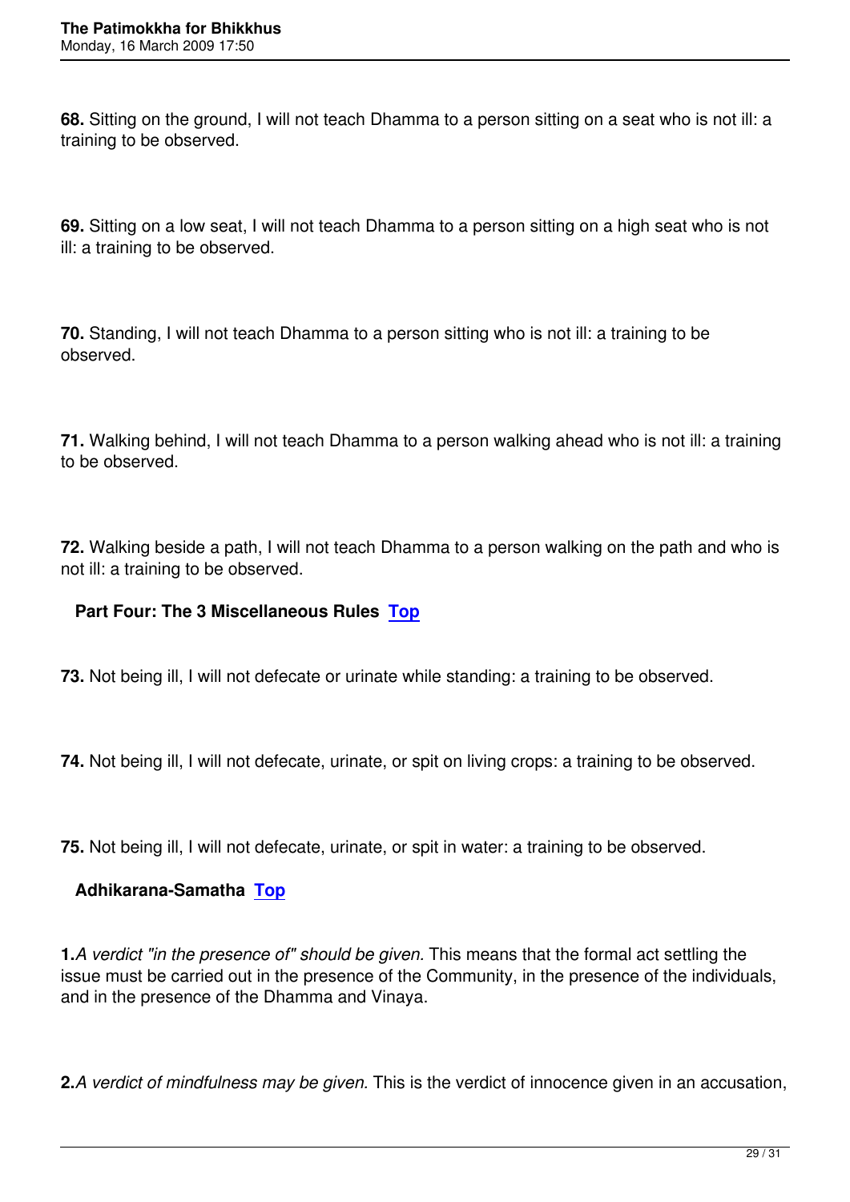**68.** Sitting on the ground, I will not teach Dhamma to a person sitting on a seat who is not ill: a training to be observed.

**69.** Sitting on a low seat, I will not teach Dhamma to a person sitting on a high seat who is not ill: a training to be observed.

**70.** Standing, I will not teach Dhamma to a person sitting who is not ill: a training to be observed.

**71.** Walking behind, I will not teach Dhamma to a person walking ahead who is not ill: a training to be observed.

**72.** Walking beside a path, I will not teach Dhamma to a person walking on the path and who is not ill: a training to be observed.

### Part Four: The 3 Miscellaneous Rules [Top]

**73.** Not being ill, I will not defecate or urinate while standing: a training to be observed.

**74.** Not being ill, I will not defecate, urinate, or spit on living crops: a training to be observed.

**75.** Not being ill, I will not defecate, urinate, or spit in water: a training to be observed.

### Adhikarana-Samatha [Top]

**1.** *A verdict "in the presence of" should be given.* This means that the formal act settling the issue must be carried out in the presence of the Community, in the presence of the individuals, and in the presence of the Dhamma and Vinaya.

**2.** *A verdict of mindfulness may be given.* This is the verdict of innocence given in an accusation,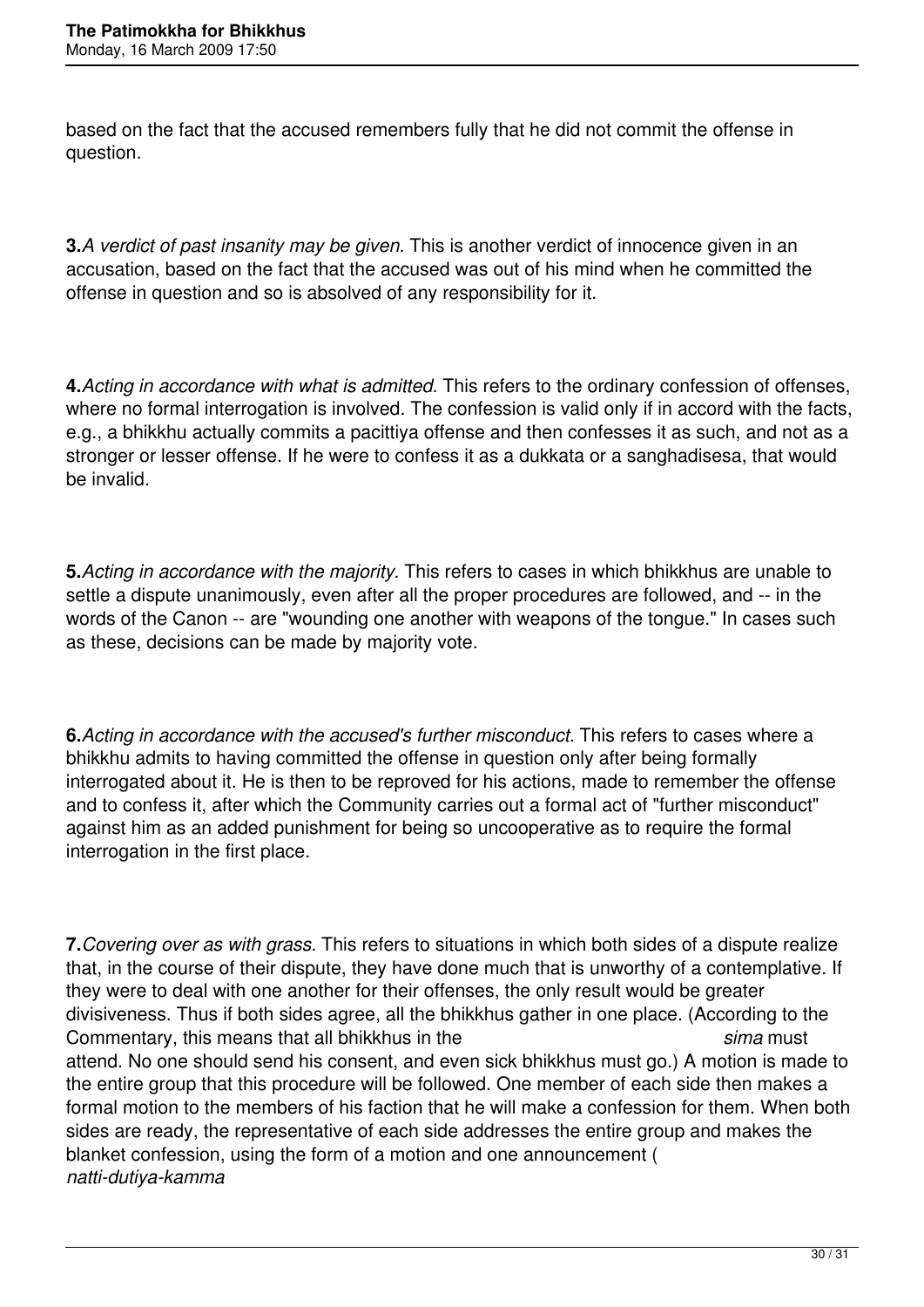based on the fact that the accused remembers fully that he did not commit the offense in question.

**3.** *A verdict of past insanity may be given.* This is another verdict of innocence given in an accusation, based on the fact that the accused was out of his mind when he committed the offense in question and so is absolved of any responsibility for it.

**4.** *Acting in accordance with what is admitted.* This refers to the ordinary confession of offenses, where no formal interrogation is involved. The confession is valid only if in accord with the facts, e.g., a bhikkhu actually commits a pacittiya offense and then confesses it as such, and not as a stronger or lesser offense. If he were to confess it as a dukkata or a sanghadisesa, that would be invalid.

**5.** *Acting in accordance with the majority.* This refers to cases in which bhikkhus are unable to settle a dispute unanimously, even after all the proper procedures are followed, and -- in the words of the Canon -- are "wounding one another with weapons of the tongue." In cases such as these, decisions can be made by majority vote.

**6.** *Acting in accordance with the accused's further misconduct.* This refers to cases where a bhikkhu admits to having committed the offense in question only after being formally interrogated about it. He is then to be reproved for his actions, made to remember the offense and to confess it, after which the Community carries out a formal act of "further misconduct" against him as an added punishment for being so uncooperative as to require the formal interrogation in the first place.

**7.** *Covering over as with grass.* This refers to situations in which both sides of a dispute realize that, in the course of their dispute, they have done much that is unworthy of a contemplative. If they were to deal with one another for their offenses, the only result would be greater divisiveness. Thus if both sides agree, all the bhikkhus gather in one place. (According to the Commentary, this means that all bhikkhus in the *sima* must attend. No one should send his consent, and even sick bhikkhus must go.) A motion is made to the entire group that this procedure will be followed. One member of each side then makes a formal motion to the members of his faction that he will make a confession for them. When both sides are ready, the representative of each side addresses the entire group and makes the blanket confession, using the form of a motion and one announcement ( *natti-dutiya-kamma*